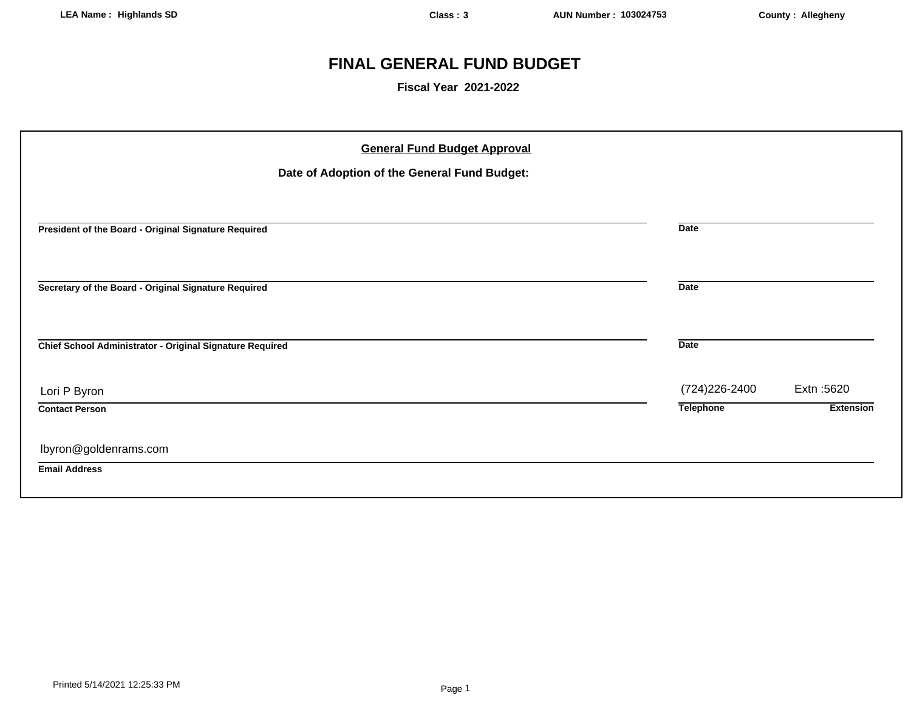LEA Name : Highlands SD | Class : 3 | AUN Number : 103024753 | County : Allegheny

# FINAL GENERAL FUND BUDGET

**Fiscal Year 2021-2022**

## General Fund Budget Approval

**Date of Adoption of the General Fund Budget:**

______________________________________________
**President of the Board - Original Signature Required**

______________________
**Date**

______________________________________________
**Secretary of the Board - Original Signature Required**

______________________
**Date**

______________________________________________
**Chief School Administrator - Original Signature Required**

______________________
**Date**

Lori P Byron
**Contact Person**

(724)226-2400 — Extn :5620
**Telephone** — **Extension**

lbyron@goldenrams.com
**Email Address**

Printed 5/14/2021 12:25:33 PM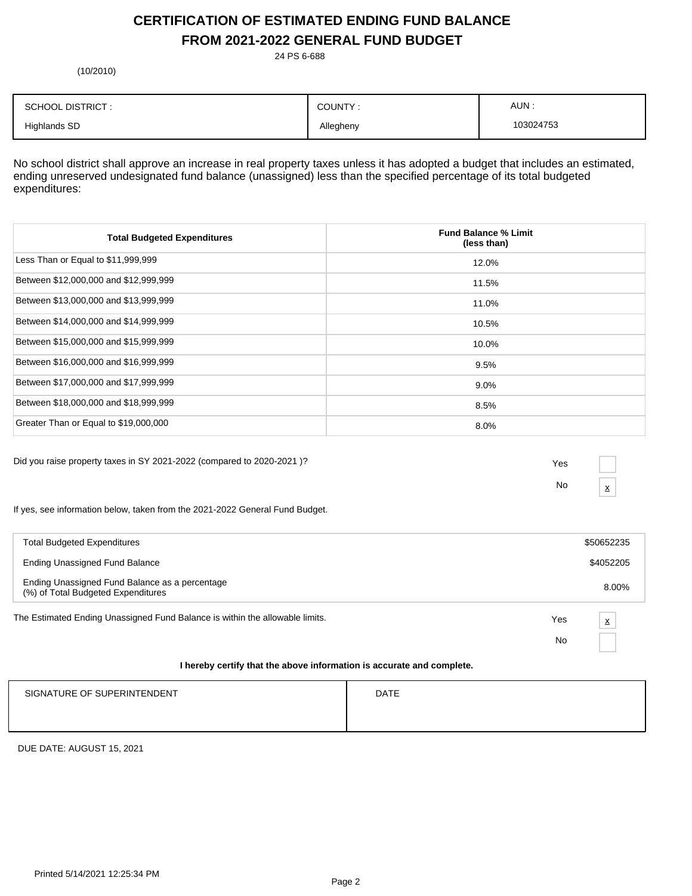# CERTIFICATION OF ESTIMATED ENDING FUND BALANCE FROM 2021-2022 GENERAL FUND BUDGET

24 PS 6-688

(10/2010)

| SCHOOL DISTRICT : | COUNTY : | AUN : |
|---|---|---|
| Highlands SD | Allegheny | 103024753 |

No school district shall approve an increase in real property taxes unless it has adopted a budget that includes an estimated, ending unreserved undesignated fund balance (unassigned) less than the specified percentage of its total budgeted expenditures:

| Total Budgeted Expenditures | Fund Balance % Limit (less than) |
|---|---|
| Less Than or Equal to $11,999,999 | 12.0% |
| Between $12,000,000 and $12,999,999 | 11.5% |
| Between $13,000,000 and $13,999,999 | 11.0% |
| Between $14,000,000 and $14,999,999 | 10.5% |
| Between $15,000,000 and $15,999,999 | 10.0% |
| Between $16,000,000 and $16,999,999 | 9.5% |
| Between $17,000,000 and $17,999,999 | 9.0% |
| Between $18,000,000 and $18,999,999 | 8.5% |
| Greater Than or Equal to $19,000,000 | 8.0% |

Did you raise property taxes in SY 2021-2022 (compared to 2020-2021 )?

Yes [ ]

No [x]

If yes, see information below, taken from the 2021-2022 General Fund Budget.

| | |
|---|---|
| Total Budgeted Expenditures | $50652235 |
| Ending Unassigned Fund Balance | $4052205 |
| Ending Unassigned Fund Balance as a percentage (%) of Total Budgeted Expenditures | 8.00% |

The Estimated Ending Unassigned Fund Balance is within the allowable limits.

Yes [x]

No [ ]

**I hereby certify that the above information is accurate and complete.**

| SIGNATURE OF SUPERINTENDENT | DATE |
|---|---|
| | |

DUE DATE: AUGUST 15, 2021

Printed 5/14/2021 12:25:34 PM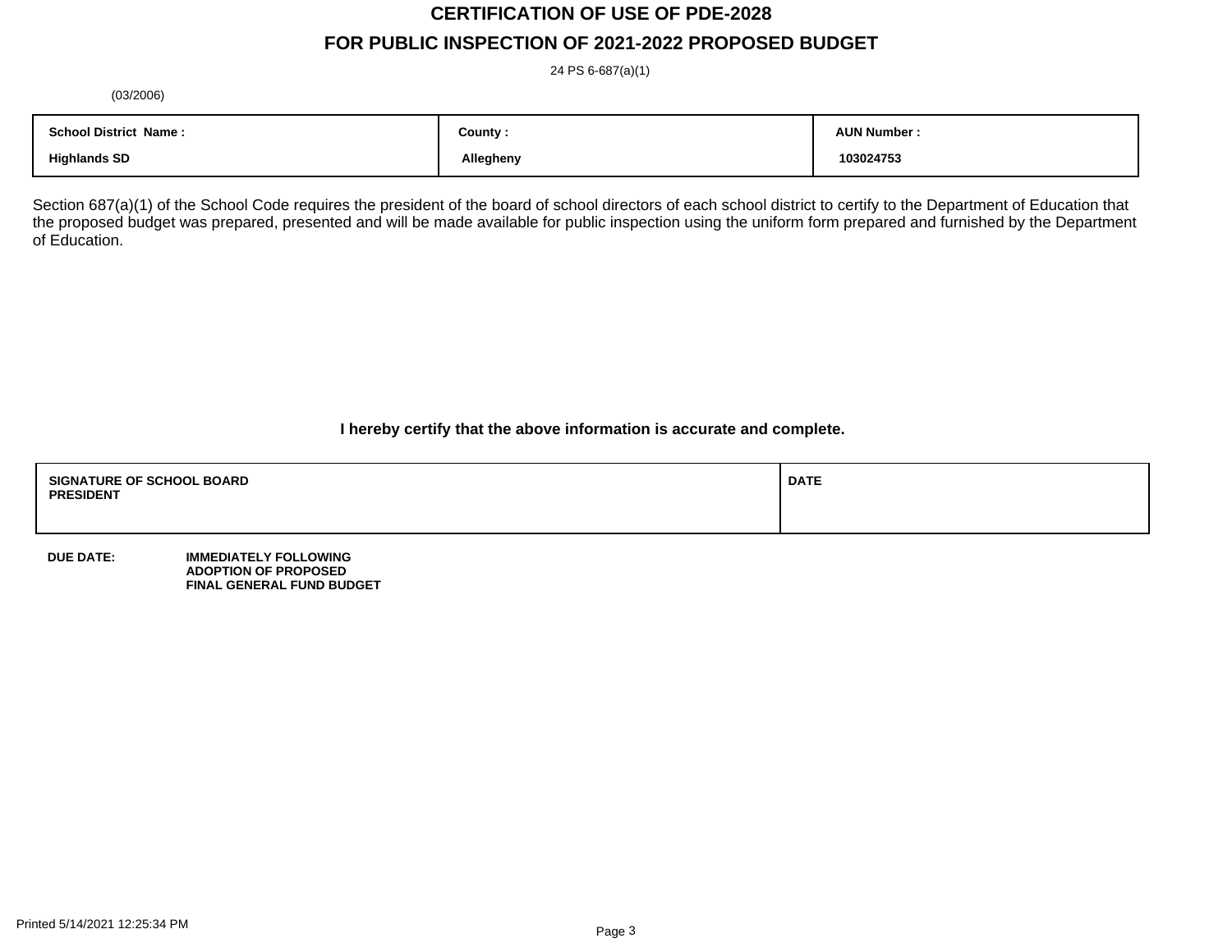# CERTIFICATION OF USE OF PDE-2028

## FOR PUBLIC INSPECTION OF 2021-2022 PROPOSED BUDGET

24 PS 6-687(a)(1)

(03/2006)

| School District Name : | County : | AUN Number : |
|---|---|---|
| Highlands SD | Allegheny | 103024753 |

Section 687(a)(1) of the School Code requires the president of the board of school directors of each school district to certify to the Department of Education that the proposed budget was prepared, presented and will be made available for public inspection using the uniform form prepared and furnished by the Department of Education.

**I hereby certify that the above information is accurate and complete.**

| SIGNATURE OF SCHOOL BOARD PRESIDENT | DATE |
|---|---|
| | |

**DUE DATE:** **IMMEDIATELY FOLLOWING ADOPTION OF PROPOSED FINAL GENERAL FUND BUDGET**

Printed 5/14/2021 12:25:34 PM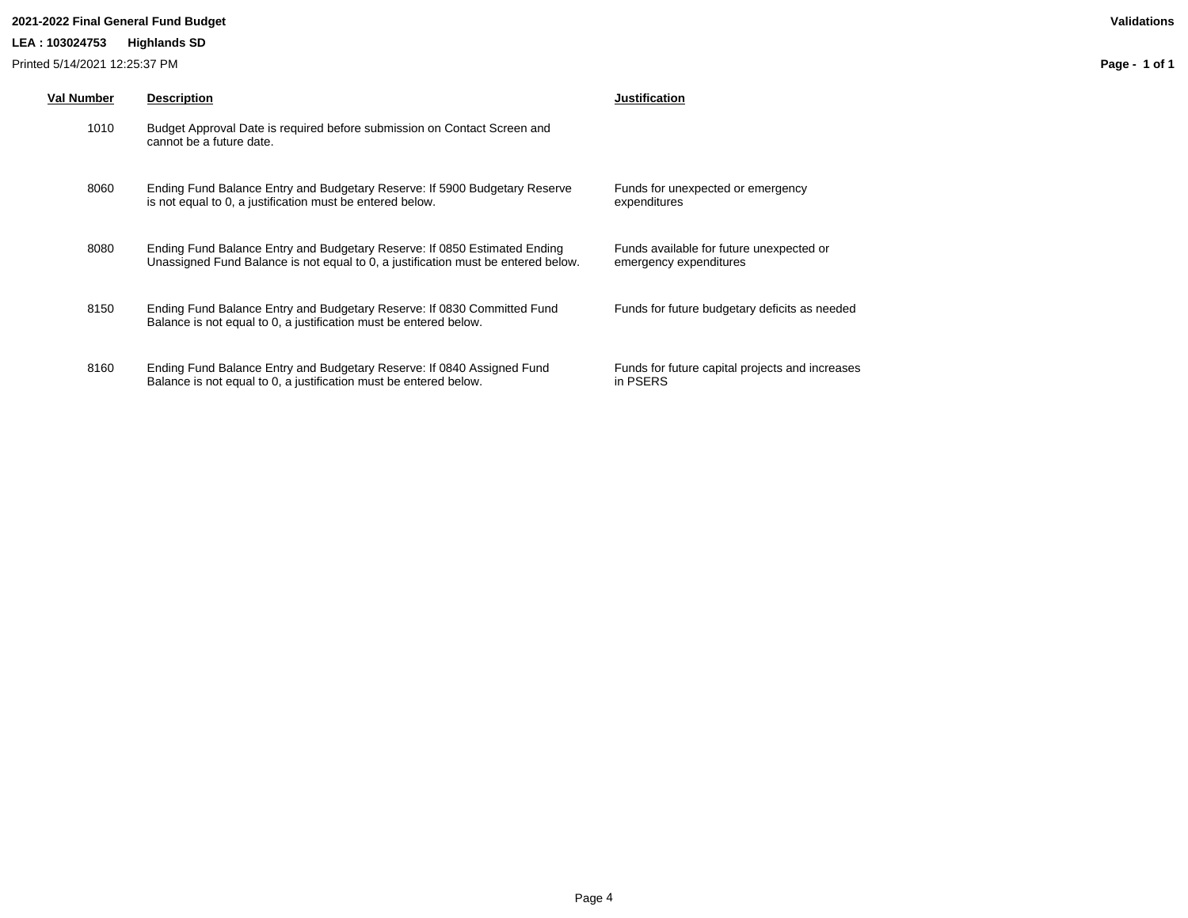**2021-2022 Final General Fund Budget**

**Validations**

**LEA : 103024753 Highlands SD**

Printed 5/14/2021 12:25:37 PM

| Val Number | Description | Justification |
|---|---|---|
| 1010 | Budget Approval Date is required before submission on Contact Screen and cannot be a future date. | |
| 8060 | Ending Fund Balance Entry and Budgetary Reserve: If 5900 Budgetary Reserve is not equal to 0, a justification must be entered below. | Funds for unexpected or emergency expenditures |
| 8080 | Ending Fund Balance Entry and Budgetary Reserve: If 0850 Estimated Ending Unassigned Fund Balance is not equal to 0, a justification must be entered below. | Funds available for future unexpected or emergency expenditures |
| 8150 | Ending Fund Balance Entry and Budgetary Reserve: If 0830 Committed Fund Balance is not equal to 0, a justification must be entered below. | Funds for future budgetary deficits as needed |
| 8160 | Ending Fund Balance Entry and Budgetary Reserve: If 0840 Assigned Fund Balance is not equal to 0, a justification must be entered below. | Funds for future capital projects and increases in PSERS |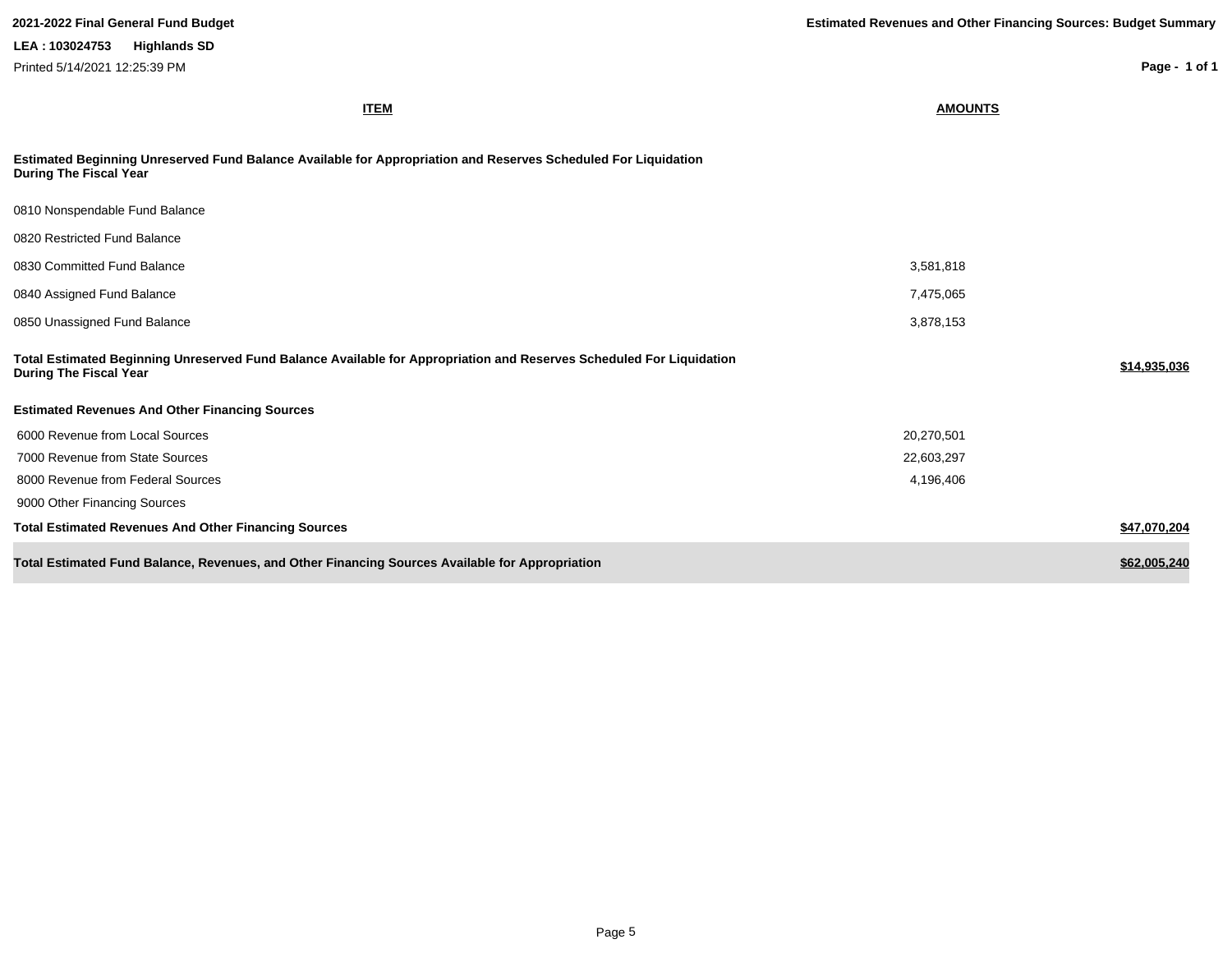**2021-2022 Final General Fund Budget**

**Estimated Revenues and Other Financing Sources: Budget Summary**

**LEA : 103024753 Highlands SD**

Printed 5/14/2021 12:25:39 PM

| ITEM | AMOUNTS | |
|---|---|---|
| **Estimated Beginning Unreserved Fund Balance Available for Appropriation and Reserves Scheduled For Liquidation During The Fiscal Year** | | |
| 0810 Nonspendable Fund Balance | | |
| 0820 Restricted Fund Balance | | |
| 0830 Committed Fund Balance | 3,581,818 | |
| 0840 Assigned Fund Balance | 7,475,065 | |
| 0850 Unassigned Fund Balance | 3,878,153 | |
| **Total Estimated Beginning Unreserved Fund Balance Available for Appropriation and Reserves Scheduled For Liquidation During The Fiscal Year** | | **$14,935,036** |
| **Estimated Revenues And Other Financing Sources** | | |
| 6000 Revenue from Local Sources | 20,270,501 | |
| 7000 Revenue from State Sources | 22,603,297 | |
| 8000 Revenue from Federal Sources | 4,196,406 | |
| 9000 Other Financing Sources | | |
| **Total Estimated Revenues And Other Financing Sources** | | **$47,070,204** |
| **Total Estimated Fund Balance, Revenues, and Other Financing Sources Available for Appropriation** | | **$62,005,240** |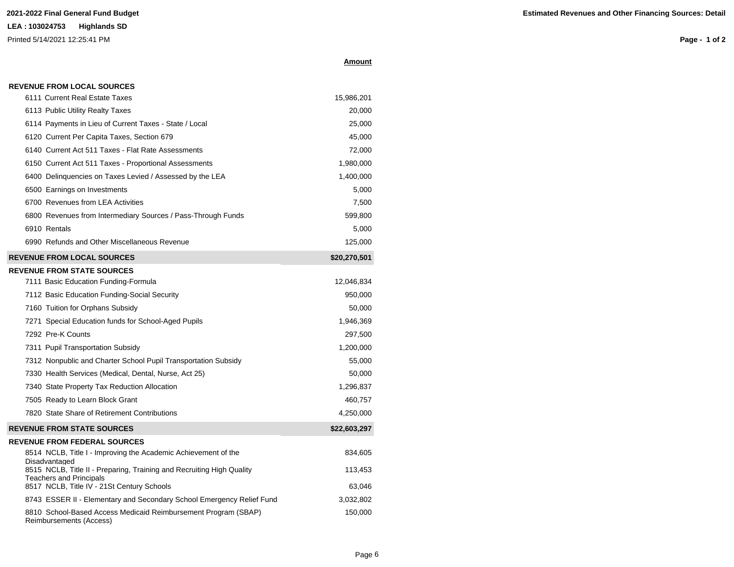**2021-2022 Final General Fund Budget**

**LEA : 103024753 Highlands SD**

Printed 5/14/2021 12:25:41 PM

**Estimated Revenues and Other Financing Sources: Detail**

| | **Amount** |
|---|---:|
| **REVENUE FROM LOCAL SOURCES** | |
| 6111 Current Real Estate Taxes | 15,986,201 |
| 6113 Public Utility Realty Taxes | 20,000 |
| 6114 Payments in Lieu of Current Taxes - State / Local | 25,000 |
| 6120 Current Per Capita Taxes, Section 679 | 45,000 |
| 6140 Current Act 511 Taxes - Flat Rate Assessments | 72,000 |
| 6150 Current Act 511 Taxes - Proportional Assessments | 1,980,000 |
| 6400 Delinquencies on Taxes Levied / Assessed by the LEA | 1,400,000 |
| 6500 Earnings on Investments | 5,000 |
| 6700 Revenues from LEA Activities | 7,500 |
| 6800 Revenues from Intermediary Sources / Pass-Through Funds | 599,800 |
| 6910 Rentals | 5,000 |
| 6990 Refunds and Other Miscellaneous Revenue | 125,000 |
| **REVENUE FROM LOCAL SOURCES** | **$20,270,501** |
| **REVENUE FROM STATE SOURCES** | |
| 7111 Basic Education Funding-Formula | 12,046,834 |
| 7112 Basic Education Funding-Social Security | 950,000 |
| 7160 Tuition for Orphans Subsidy | 50,000 |
| 7271 Special Education funds for School-Aged Pupils | 1,946,369 |
| 7292 Pre-K Counts | 297,500 |
| 7311 Pupil Transportation Subsidy | 1,200,000 |
| 7312 Nonpublic and Charter School Pupil Transportation Subsidy | 55,000 |
| 7330 Health Services (Medical, Dental, Nurse, Act 25) | 50,000 |
| 7340 State Property Tax Reduction Allocation | 1,296,837 |
| 7505 Ready to Learn Block Grant | 460,757 |
| 7820 State Share of Retirement Contributions | 4,250,000 |
| **REVENUE FROM STATE SOURCES** | **$22,603,297** |
| **REVENUE FROM FEDERAL SOURCES** | |
| 8514 NCLB, Title I - Improving the Academic Achievement of the Disadvantaged | 834,605 |
| 8515 NCLB, Title II - Preparing, Training and Recruiting High Quality Teachers and Principals | 113,453 |
| 8517 NCLB, Title IV - 21St Century Schools | 63,046 |
| 8743 ESSER II - Elementary and Secondary School Emergency Relief Fund | 3,032,802 |
| 8810 School-Based Access Medicaid Reimbursement Program (SBAP) Reimbursements (Access) | 150,000 |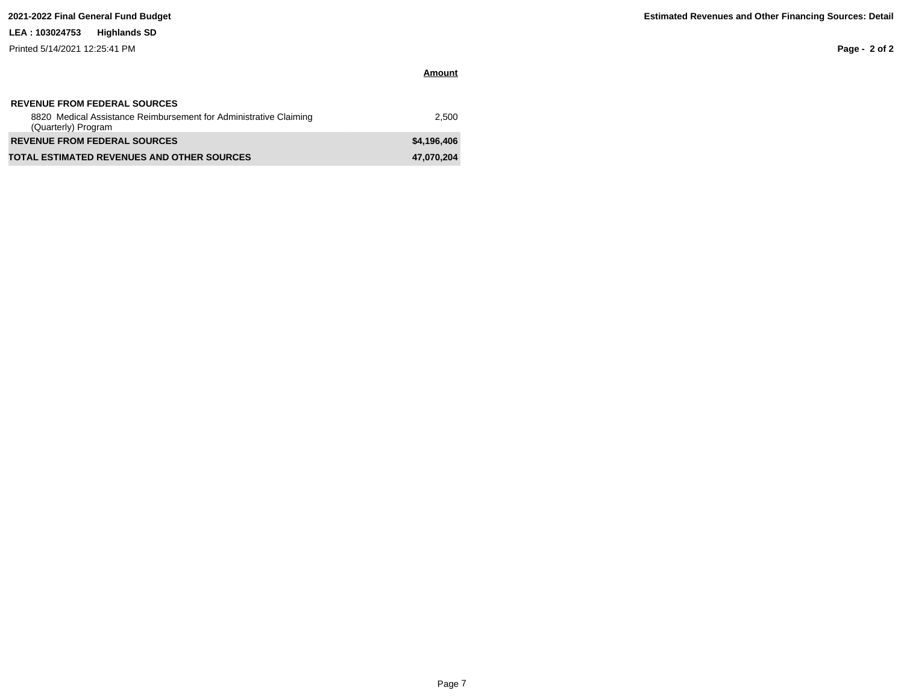**2021-2022 Final General Fund Budget**

**Estimated Revenues and Other Financing Sources: Detail**

**LEA : 103024753 Highlands SD**

Printed 5/14/2021 12:25:41 PM

| | Amount |
|---|---|
| **REVENUE FROM FEDERAL SOURCES** | |
| 8820 Medical Assistance Reimbursement for Administrative Claiming (Quarterly) Program | 2,500 |
| **REVENUE FROM FEDERAL SOURCES** | **$4,196,406** |
| **TOTAL ESTIMATED REVENUES AND OTHER SOURCES** | **47,070,204** |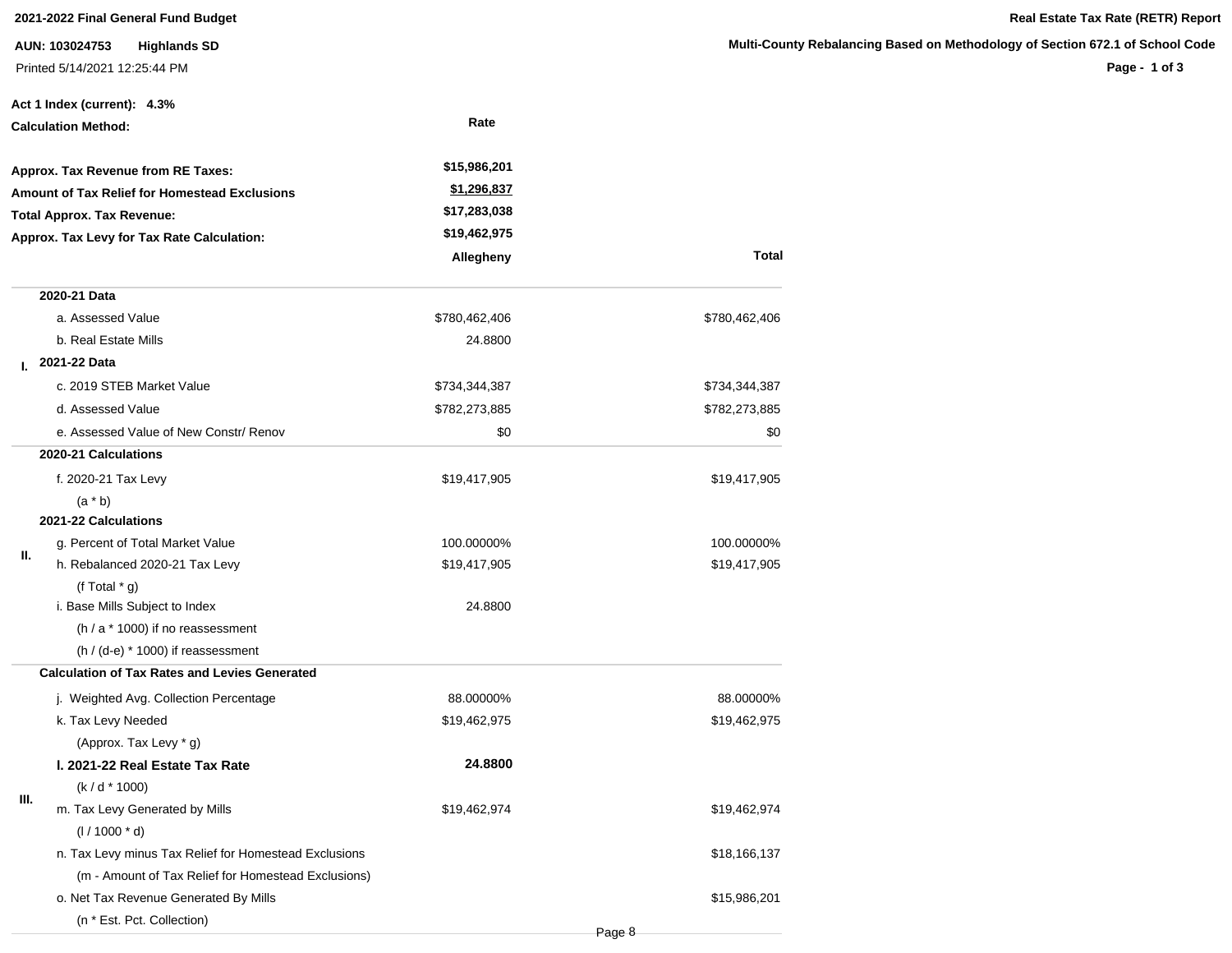**2021-2022 Final General Fund Budget**

**Real Estate Tax Rate (RETR) Report**

**AUN: 103024753 Highlands SD**

**Multi-County Rebalancing Based on Methodology of Section 672.1 of School Code**

Printed 5/14/2021 12:25:44 PM

**Act 1 Index (current): 4.3%**

**Calculation Method:** Rate

| | |
|---|---|
| **Approx. Tax Revenue from RE Taxes:** | **$15,986,201** |
| **Amount of Tax Relief for Homestead Exclusions** | **$1,296,837** |
| **Total Approx. Tax Revenue:** | **$17,283,038** |
| **Approx. Tax Levy for Tax Rate Calculation:** | **$19,462,975** |

| | | **Allegheny** | **Total** |
|---|---|---|---|
| **I.** | **2020-21 Data** | | |
| | a. Assessed Value | $780,462,406 | $780,462,406 |
| | b. Real Estate Mills | 24.8800 | |
| | **2021-22 Data** | | |
| | c. 2019 STEB Market Value | $734,344,387 | $734,344,387 |
| | d. Assessed Value | $782,273,885 | $782,273,885 |
| | e. Assessed Value of New Constr/ Renov | $0 | $0 |
| **II.** | **2020-21 Calculations** | | |
| | f. 2020-21 Tax Levy (a * b) | $19,417,905 | $19,417,905 |
| | **2021-22 Calculations** | | |
| | g. Percent of Total Market Value | 100.00000% | 100.00000% |
| | h. Rebalanced 2020-21 Tax Levy (f Total * g) | $19,417,905 | $19,417,905 |
| | i. Base Mills Subject to Index (h / a * 1000) if no reassessment (h / (d-e) * 1000) if reassessment | 24.8800 | |
| **III.** | **Calculation of Tax Rates and Levies Generated** | | |
| | j. Weighted Avg. Collection Percentage | 88.00000% | 88.00000% |
| | k. Tax Levy Needed (Approx. Tax Levy * g) | $19,462,975 | $19,462,975 |
| | **l. 2021-22 Real Estate Tax Rate** (k / d * 1000) | **24.8800** | |
| | m. Tax Levy Generated by Mills (l / 1000 * d) | $19,462,974 | $19,462,974 |
| | n. Tax Levy minus Tax Relief for Homestead Exclusions (m - Amount of Tax Relief for Homestead Exclusions) | | $18,166,137 |
| | o. Net Tax Revenue Generated By Mills (n * Est. Pct. Collection) | | $15,986,201 |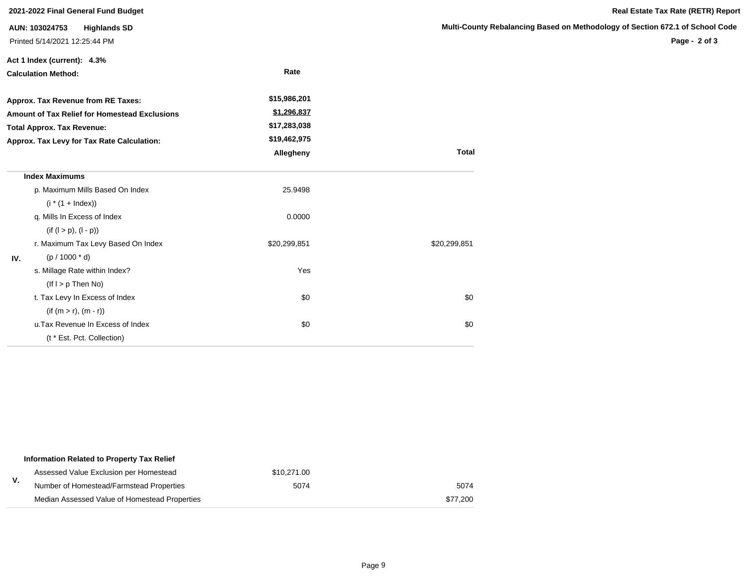**2021-2022 Final General Fund Budget**

**Real Estate Tax Rate (RETR) Report**

**AUN: 103024753 Highlands SD**

**Multi-County Rebalancing Based on Methodology of Section 672.1 of School Code**

Printed 5/14/2021 12:25:44 PM

**Act 1 Index (current): 4.3%**

**Calculation Method:** **Rate**

| | |
|---|---|
| **Approx. Tax Revenue from RE Taxes:** | **$15,986,201** |
| **Amount of Tax Relief for Homestead Exclusions** | **$1,296,837** |
| **Total Approx. Tax Revenue:** | **$17,283,038** |
| **Approx. Tax Levy for Tax Rate Calculation:** | **$19,462,975** |

| | | **Allegheny** | **Total** |
|---|---|---|---|
| | **Index Maximums** | | |
| | p. Maximum Mills Based On Index | 25.9498 | |
| | (i * (1 + Index)) | | |
| | q. Mills In Excess of Index | 0.0000 | |
| | (if (l > p), (l - p)) | | |
| | r. Maximum Tax Levy Based On Index | $20,299,851 | $20,299,851 |
| **IV.** | (p / 1000 * d) | | |
| | s. Millage Rate within Index? | Yes | |
| | (If l > p Then No) | | |
| | t. Tax Levy In Excess of Index | $0 | $0 |
| | (if (m > r), (m - r)) | | |
| | u.Tax Revenue In Excess of Index | $0 | $0 |
| | (t * Est. Pct. Collection) | | |

| | | | |
|---|---|---|---|
| | **Information Related to Property Tax Relief** | | |
| **V.** | Assessed Value Exclusion per Homestead | $10,271.00 | |
| | Number of Homestead/Farmstead Properties | 5074 | 5074 |
| | Median Assessed Value of Homestead Properties | | $77,200 |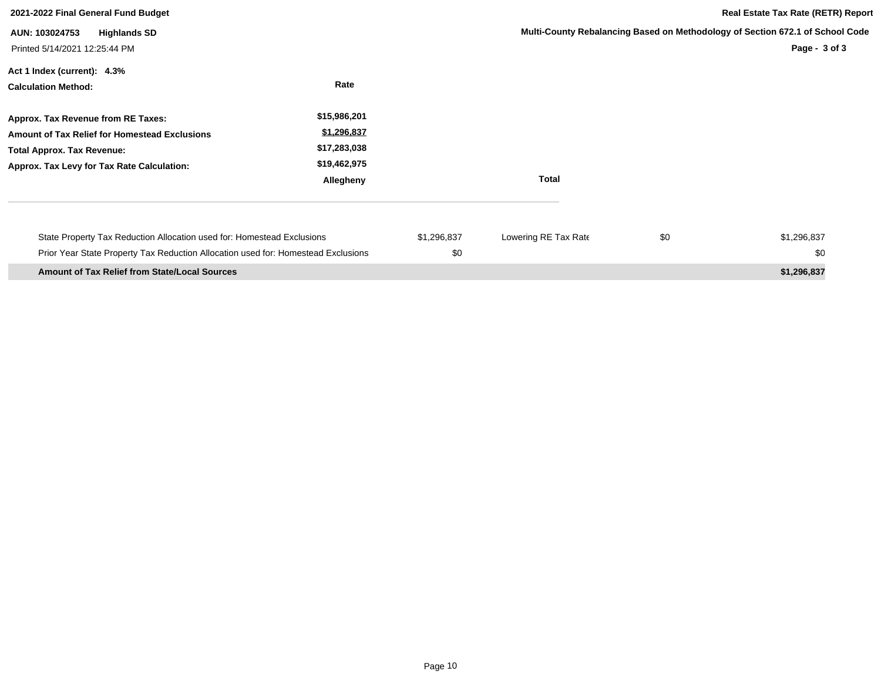**2021-2022 Final General Fund Budget**

**AUN: 103024753 Highlands SD**

Printed 5/14/2021 12:25:44 PM

**Real Estate Tax Rate (RETR) Report**

**Multi-County Rebalancing Based on Methodology of Section 672.1 of School Code**

**Act 1 Index (current): 4.3%**

| **Calculation Method:** | **Rate** |
|---|---|
| **Approx. Tax Revenue from RE Taxes:** | **$15,986,201** |
| **Amount of Tax Relief for Homestead Exclusions** | **$1,296,837** |
| **Total Approx. Tax Revenue:** | **$17,283,038** |
| **Approx. Tax Levy for Tax Rate Calculation:** | **$19,462,975** |

| | **Allegheny** | **Total** |
|---|---|---|

| | | | | |
|---|---|---|---|---|
| State Property Tax Reduction Allocation used for: Homestead Exclusions | $1,296,837 | Lowering RE Tax Rate | $0 | $1,296,837 |
| Prior Year State Property Tax Reduction Allocation used for: Homestead Exclusions | $0 | | | $0 |
| **Amount of Tax Relief from State/Local Sources** | | | | **$1,296,837** |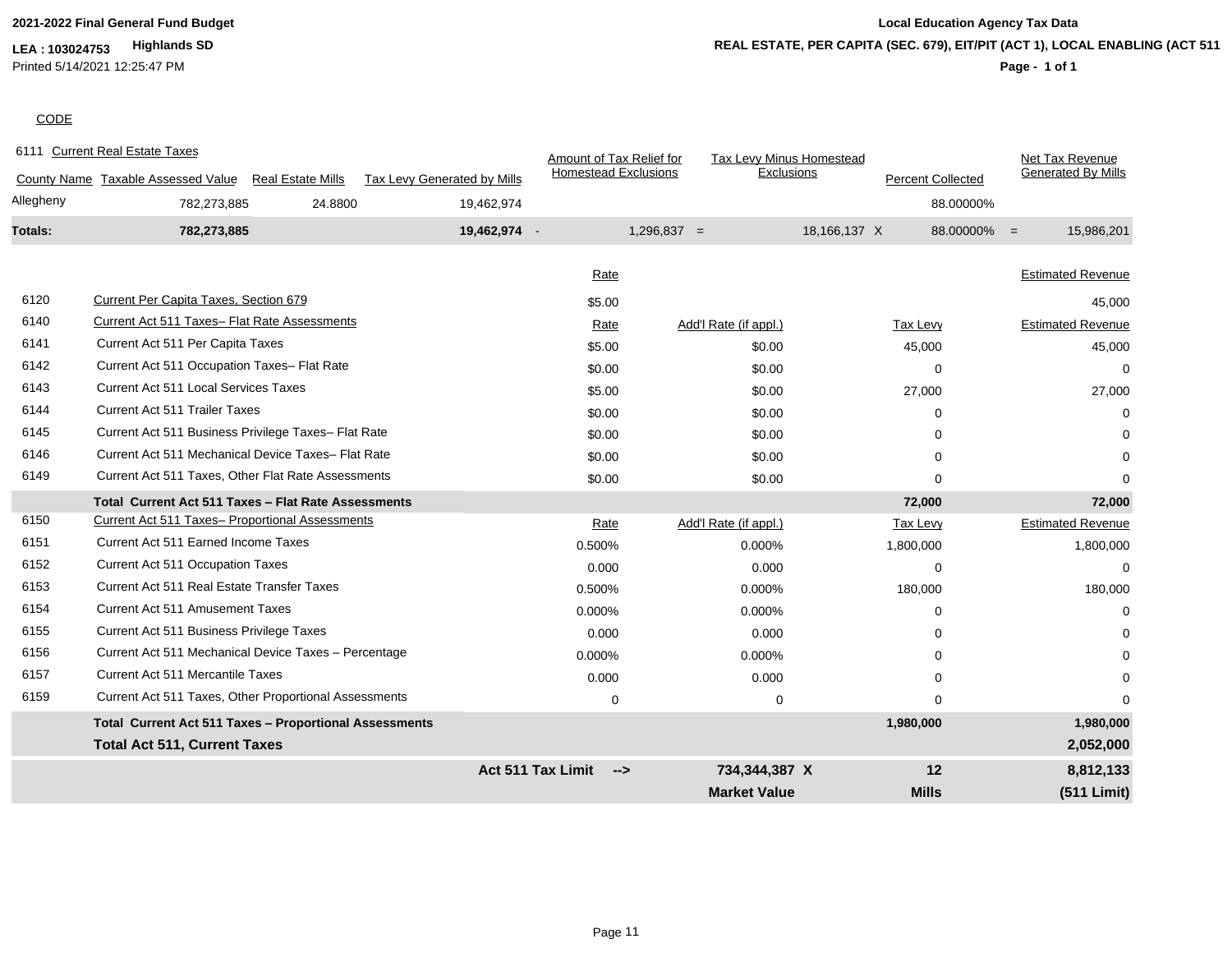**2021-2022 Final General Fund Budget**

**LEA : 103024753** **Highlands SD**

Printed 5/14/2021 12:25:47 PM

**Local Education Agency Tax Data**

**REAL ESTATE, PER CAPITA (SEC. 679), EIT/PIT (ACT 1), LOCAL ENABLING (ACT 511**

CODE

6111 Current Real Estate Taxes

| County Name | Taxable Assessed Value | Real Estate Mills | Tax Levy Generated by Mills | | Amount of Tax Relief for Homestead Exclusions | | Tax Levy Minus Homestead Exclusions | | Percent Collected | | Net Tax Revenue Generated By Mills |
|---|---|---|---|---|---|---|---|---|---|---|---|
| Allegheny | 782,273,885 | 24.8800 | 19,462,974 | | | | | | 88.00000% | | |
| **Totals:** | **782,273,885** | | **19,462,974** | - | 1,296,837 | = | 18,166,137 | X | 88.00000% | = | 15,986,201 |

| Code | Description | Rate | Add'l Rate (if appl.) | Tax Levy | Estimated Revenue |
|---|---|---|---|---|---|
| 6120 | Current Per Capita Taxes, Section 679 | $5.00 | | | 45,000 |
| 6140 | Current Act 511 Taxes– Flat Rate Assessments | Rate | Add'l Rate (if appl.) | Tax Levy | Estimated Revenue |
| 6141 | Current Act 511 Per Capita Taxes | $5.00 | $0.00 | 45,000 | 45,000 |
| 6142 | Current Act 511 Occupation Taxes– Flat Rate | $0.00 | $0.00 | 0 | 0 |
| 6143 | Current Act 511 Local Services Taxes | $5.00 | $0.00 | 27,000 | 27,000 |
| 6144 | Current Act 511 Trailer Taxes | $0.00 | $0.00 | 0 | 0 |
| 6145 | Current Act 511 Business Privilege Taxes– Flat Rate | $0.00 | $0.00 | 0 | 0 |
| 6146 | Current Act 511 Mechanical Device Taxes– Flat Rate | $0.00 | $0.00 | 0 | 0 |
| 6149 | Current Act 511 Taxes, Other Flat Rate Assessments | $0.00 | $0.00 | 0 | 0 |
| | **Total Current Act 511 Taxes – Flat Rate Assessments** | | | **72,000** | **72,000** |
| 6150 | Current Act 511 Taxes– Proportional Assessments | Rate | Add'l Rate (if appl.) | Tax Levy | Estimated Revenue |
| 6151 | Current Act 511 Earned Income Taxes | 0.500% | 0.000% | 1,800,000 | 1,800,000 |
| 6152 | Current Act 511 Occupation Taxes | 0.000 | 0.000 | 0 | 0 |
| 6153 | Current Act 511 Real Estate Transfer Taxes | 0.500% | 0.000% | 180,000 | 180,000 |
| 6154 | Current Act 511 Amusement Taxes | 0.000% | 0.000% | 0 | 0 |
| 6155 | Current Act 511 Business Privilege Taxes | 0.000 | 0.000 | 0 | 0 |
| 6156 | Current Act 511 Mechanical Device Taxes – Percentage | 0.000% | 0.000% | 0 | 0 |
| 6157 | Current Act 511 Mercantile Taxes | 0.000 | 0.000 | 0 | 0 |
| 6159 | Current Act 511 Taxes, Other Proportional Assessments | 0 | 0 | 0 | 0 |
| | **Total Current Act 511 Taxes – Proportional Assessments** | | | **1,980,000** | **1,980,000** |
| | **Total Act 511, Current Taxes** | | | | **2,052,000** |
| | | **Act 511 Tax Limit -->** | **734,344,387 X** | **12** | **8,812,133** |
| | | | **Market Value** | **Mills** | **(511 Limit)** |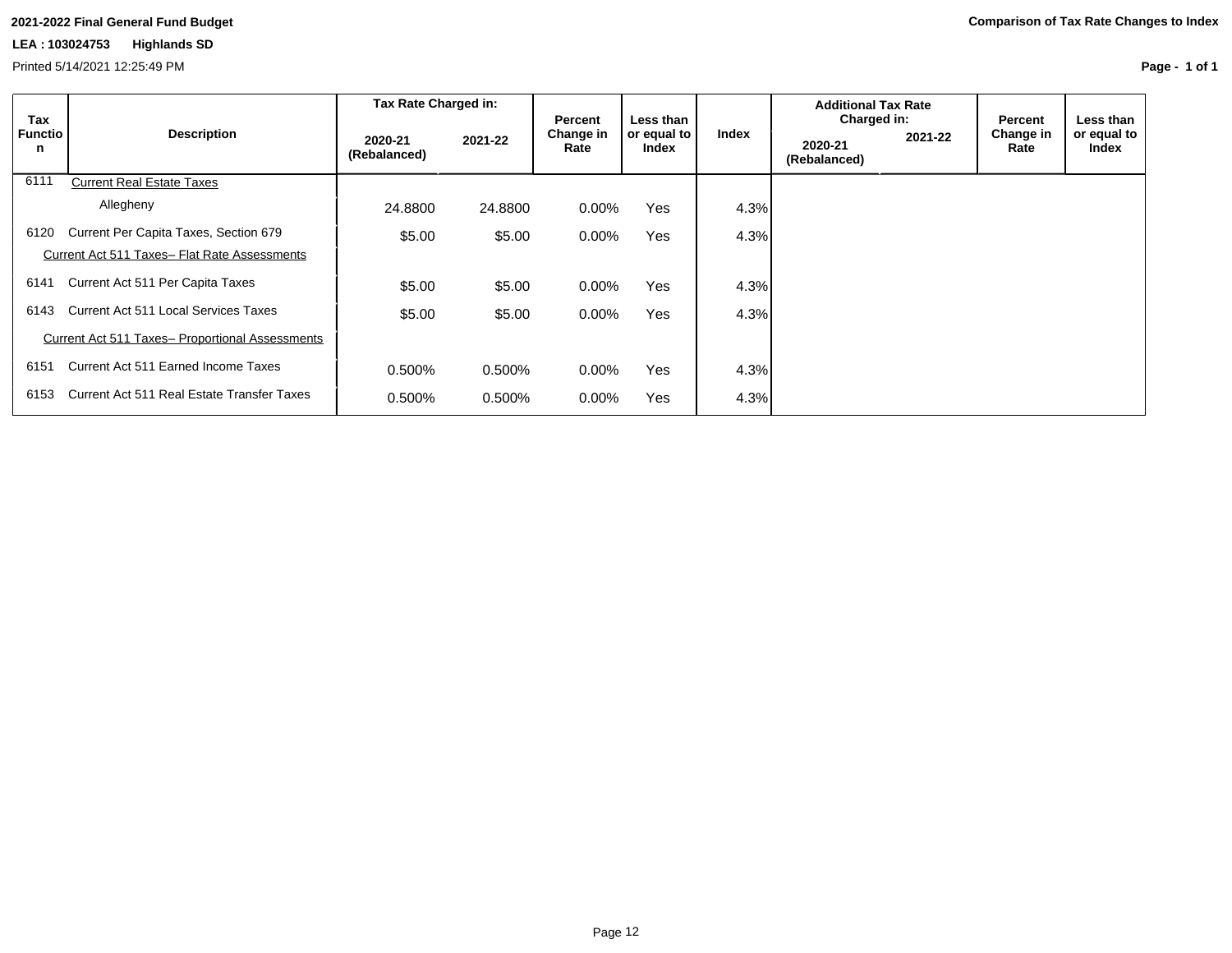**2021-2022 Final General Fund Budget**

**LEA : 103024753 Highlands SD**

Printed 5/14/2021 12:25:49 PM

**Comparison of Tax Rate Changes to Index**

| Tax Function | Description | Tax Rate Charged in: | | Percent Change in Rate | Less than or equal to Index | Index | Additional Tax Rate Charged in: | | Percent Change in Rate | Less than or equal to Index |
|---|---|---|---|---|---|---|---|---|---|---|
| | | 2020-21 (Rebalanced) | 2021-22 | | | | 2020-21 (Rebalanced) | 2021-22 | | |
| 6111 | Current Real Estate Taxes | | | | | | | | | |
| | Allegheny | 24.8800 | 24.8800 | 0.00% | Yes | 4.3% | | | | |
| 6120 | Current Per Capita Taxes, Section 679 | $5.00 | $5.00 | 0.00% | Yes | 4.3% | | | | |
| | Current Act 511 Taxes– Flat Rate Assessments | | | | | | | | | |
| 6141 | Current Act 511 Per Capita Taxes | $5.00 | $5.00 | 0.00% | Yes | 4.3% | | | | |
| 6143 | Current Act 511 Local Services Taxes | $5.00 | $5.00 | 0.00% | Yes | 4.3% | | | | |
| | Current Act 511 Taxes– Proportional Assessments | | | | | | | | | |
| 6151 | Current Act 511 Earned Income Taxes | 0.500% | 0.500% | 0.00% | Yes | 4.3% | | | | |
| 6153 | Current Act 511 Real Estate Transfer Taxes | 0.500% | 0.500% | 0.00% | Yes | 4.3% | | | | |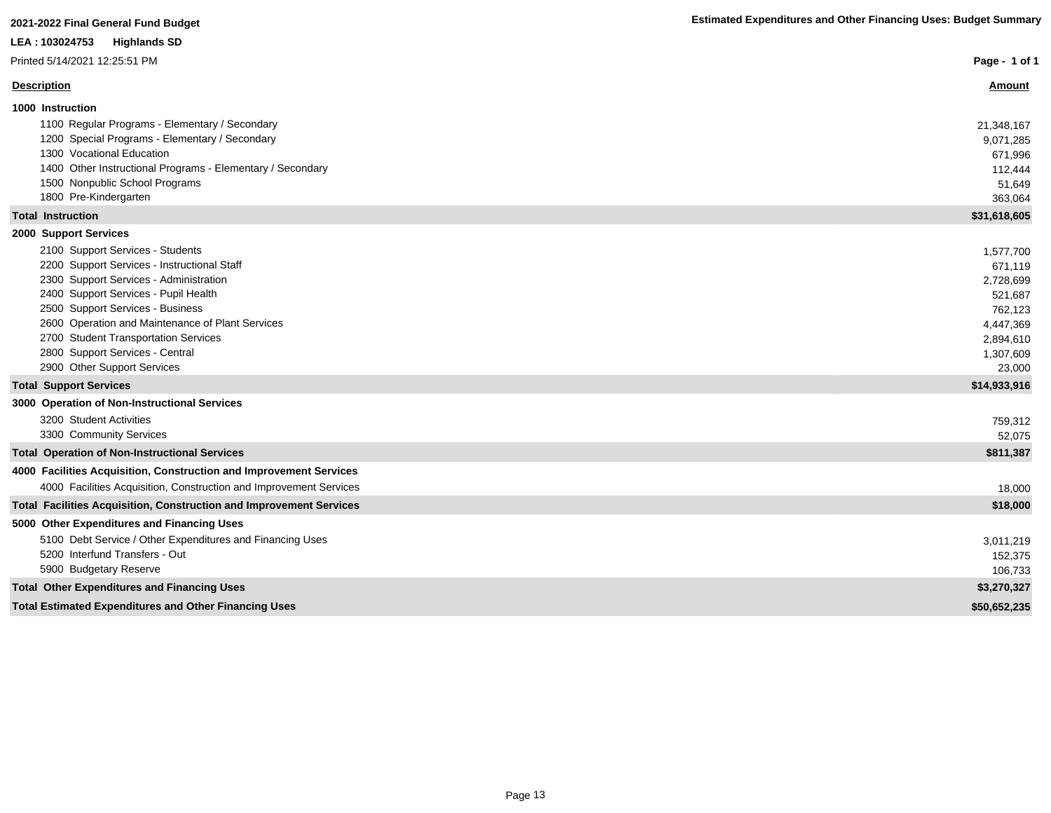**2021-2022 Final General Fund Budget**

**Estimated Expenditures and Other Financing Uses: Budget Summary**

**LEA : 103024753 Highlands SD**

Printed 5/14/2021 12:25:51 PM

| Description | Amount |
|---|---|
| **1000 Instruction** | |
| 1100 Regular Programs - Elementary / Secondary | 21,348,167 |
| 1200 Special Programs - Elementary / Secondary | 9,071,285 |
| 1300 Vocational Education | 671,996 |
| 1400 Other Instructional Programs - Elementary / Secondary | 112,444 |
| 1500 Nonpublic School Programs | 51,649 |
| 1800 Pre-Kindergarten | 363,064 |
| **Total Instruction** | **$31,618,605** |
| **2000 Support Services** | |
| 2100 Support Services - Students | 1,577,700 |
| 2200 Support Services - Instructional Staff | 671,119 |
| 2300 Support Services - Administration | 2,728,699 |
| 2400 Support Services - Pupil Health | 521,687 |
| 2500 Support Services - Business | 762,123 |
| 2600 Operation and Maintenance of Plant Services | 4,447,369 |
| 2700 Student Transportation Services | 2,894,610 |
| 2800 Support Services - Central | 1,307,609 |
| 2900 Other Support Services | 23,000 |
| **Total Support Services** | **$14,933,916** |
| **3000 Operation of Non-Instructional Services** | |
| 3200 Student Activities | 759,312 |
| 3300 Community Services | 52,075 |
| **Total Operation of Non-Instructional Services** | **$811,387** |
| **4000 Facilities Acquisition, Construction and Improvement Services** | |
| 4000 Facilities Acquisition, Construction and Improvement Services | 18,000 |
| **Total Facilities Acquisition, Construction and Improvement Services** | **$18,000** |
| **5000 Other Expenditures and Financing Uses** | |
| 5100 Debt Service / Other Expenditures and Financing Uses | 3,011,219 |
| 5200 Interfund Transfers - Out | 152,375 |
| 5900 Budgetary Reserve | 106,733 |
| **Total Other Expenditures and Financing Uses** | **$3,270,327** |
| **Total Estimated Expenditures and Other Financing Uses** | **$50,652,235** |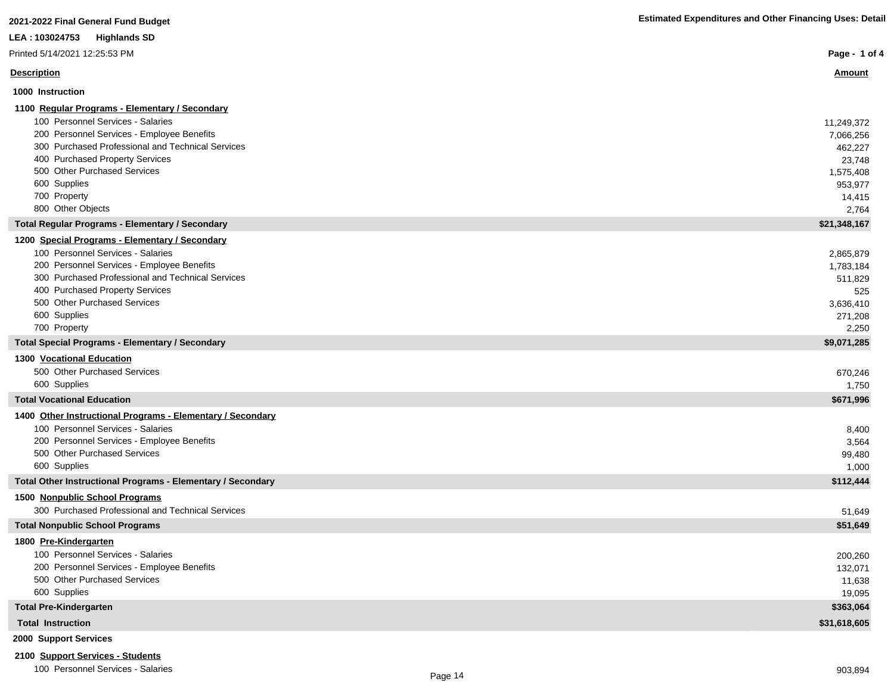**2021-2022 Final General Fund Budget**

**Estimated Expenditures and Other Financing Uses: Detail**

**LEA : 103024753 Highlands SD**

Printed 5/14/2021 12:25:53 PM

| Description | Amount |
|---|---|
| **1000 Instruction** | |
| **1100 Regular Programs - Elementary / Secondary** | |
| 100 Personnel Services - Salaries | 11,249,372 |
| 200 Personnel Services - Employee Benefits | 7,066,256 |
| 300 Purchased Professional and Technical Services | 462,227 |
| 400 Purchased Property Services | 23,748 |
| 500 Other Purchased Services | 1,575,408 |
| 600 Supplies | 953,977 |
| 700 Property | 14,415 |
| 800 Other Objects | 2,764 |
| **Total Regular Programs - Elementary / Secondary** | **$21,348,167** |
| **1200 Special Programs - Elementary / Secondary** | |
| 100 Personnel Services - Salaries | 2,865,879 |
| 200 Personnel Services - Employee Benefits | 1,783,184 |
| 300 Purchased Professional and Technical Services | 511,829 |
| 400 Purchased Property Services | 525 |
| 500 Other Purchased Services | 3,636,410 |
| 600 Supplies | 271,208 |
| 700 Property | 2,250 |
| **Total Special Programs - Elementary / Secondary** | **$9,071,285** |
| **1300 Vocational Education** | |
| 500 Other Purchased Services | 670,246 |
| 600 Supplies | 1,750 |
| **Total Vocational Education** | **$671,996** |
| **1400 Other Instructional Programs - Elementary / Secondary** | |
| 100 Personnel Services - Salaries | 8,400 |
| 200 Personnel Services - Employee Benefits | 3,564 |
| 500 Other Purchased Services | 99,480 |
| 600 Supplies | 1,000 |
| **Total Other Instructional Programs - Elementary / Secondary** | **$112,444** |
| **1500 Nonpublic School Programs** | |
| 300 Purchased Professional and Technical Services | 51,649 |
| **Total Nonpublic School Programs** | **$51,649** |
| **1800 Pre-Kindergarten** | |
| 100 Personnel Services - Salaries | 200,260 |
| 200 Personnel Services - Employee Benefits | 132,071 |
| 500 Other Purchased Services | 11,638 |
| 600 Supplies | 19,095 |
| **Total Pre-Kindergarten** | **$363,064** |
| **Total Instruction** | **$31,618,605** |
| **2000 Support Services** | |
| **2100 Support Services - Students** | |
| 100 Personnel Services - Salaries | 903,894 |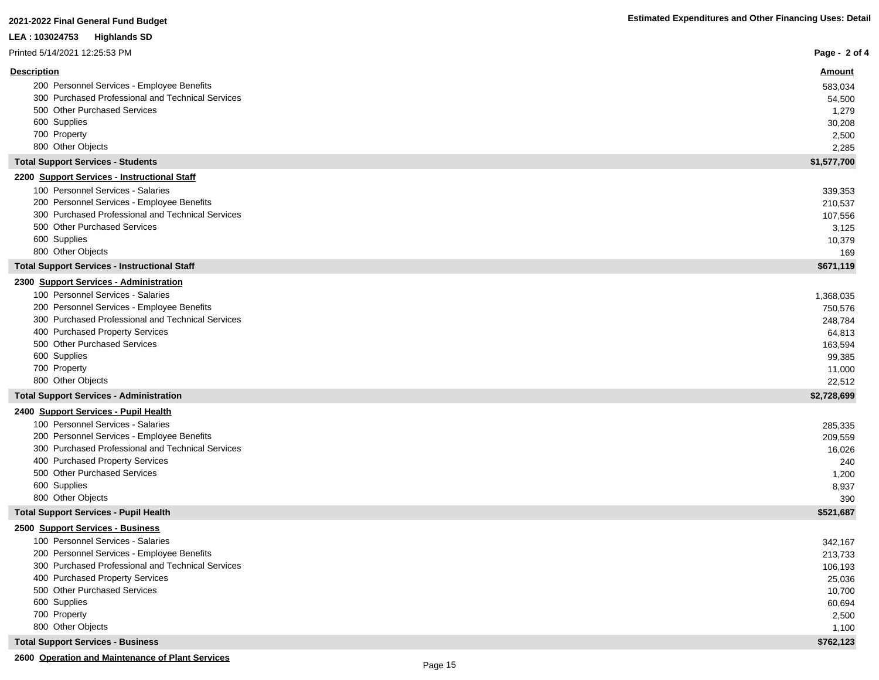**2021-2022 Final General Fund Budget**

**Estimated Expenditures and Other Financing Uses: Detail**

**LEA : 103024753 Highlands SD**

Printed 5/14/2021 12:25:53 PM

| Description | Amount |
|---|---|
| 200 Personnel Services - Employee Benefits | 583,034 |
| 300 Purchased Professional and Technical Services | 54,500 |
| 500 Other Purchased Services | 1,279 |
| 600 Supplies | 30,208 |
| 700 Property | 2,500 |
| 800 Other Objects | 2,285 |
| **Total Support Services - Students** | **$1,577,700** |
| **2200 Support Services - Instructional Staff** | |
| 100 Personnel Services - Salaries | 339,353 |
| 200 Personnel Services - Employee Benefits | 210,537 |
| 300 Purchased Professional and Technical Services | 107,556 |
| 500 Other Purchased Services | 3,125 |
| 600 Supplies | 10,379 |
| 800 Other Objects | 169 |
| **Total Support Services - Instructional Staff** | **$671,119** |
| **2300 Support Services - Administration** | |
| 100 Personnel Services - Salaries | 1,368,035 |
| 200 Personnel Services - Employee Benefits | 750,576 |
| 300 Purchased Professional and Technical Services | 248,784 |
| 400 Purchased Property Services | 64,813 |
| 500 Other Purchased Services | 163,594 |
| 600 Supplies | 99,385 |
| 700 Property | 11,000 |
| 800 Other Objects | 22,512 |
| **Total Support Services - Administration** | **$2,728,699** |
| **2400 Support Services - Pupil Health** | |
| 100 Personnel Services - Salaries | 285,335 |
| 200 Personnel Services - Employee Benefits | 209,559 |
| 300 Purchased Professional and Technical Services | 16,026 |
| 400 Purchased Property Services | 240 |
| 500 Other Purchased Services | 1,200 |
| 600 Supplies | 8,937 |
| 800 Other Objects | 390 |
| **Total Support Services - Pupil Health** | **$521,687** |
| **2500 Support Services - Business** | |
| 100 Personnel Services - Salaries | 342,167 |
| 200 Personnel Services - Employee Benefits | 213,733 |
| 300 Purchased Professional and Technical Services | 106,193 |
| 400 Purchased Property Services | 25,036 |
| 500 Other Purchased Services | 10,700 |
| 600 Supplies | 60,694 |
| 700 Property | 2,500 |
| 800 Other Objects | 1,100 |
| **Total Support Services - Business** | **$762,123** |
| **2600 Operation and Maintenance of Plant Services** | |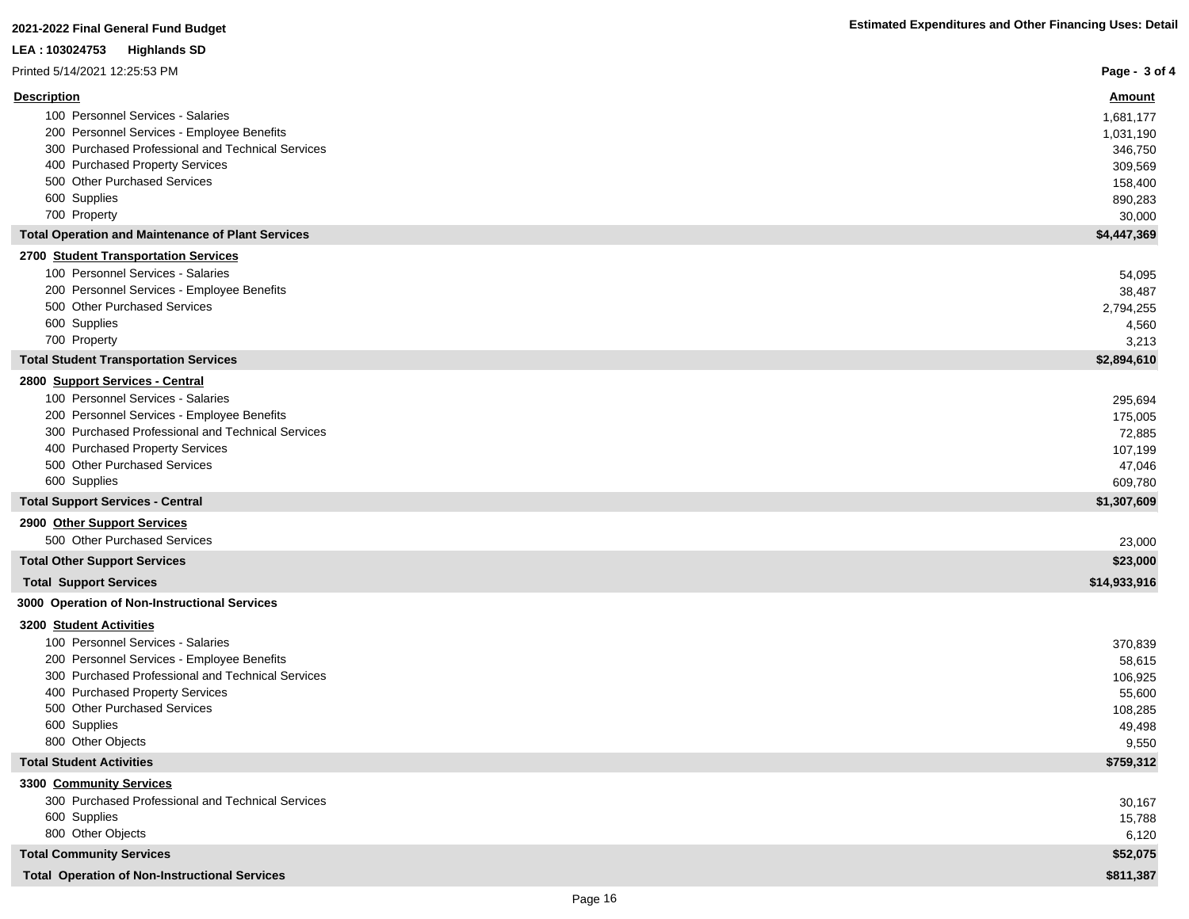**2021-2022 Final General Fund Budget**

**Estimated Expenditures and Other Financing Uses: Detail**

**LEA : 103024753 Highlands SD**

Printed 5/14/2021 12:25:53 PM

| Description | Amount |
|---|---|
| 100 Personnel Services - Salaries | 1,681,177 |
| 200 Personnel Services - Employee Benefits | 1,031,190 |
| 300 Purchased Professional and Technical Services | 346,750 |
| 400 Purchased Property Services | 309,569 |
| 500 Other Purchased Services | 158,400 |
| 600 Supplies | 890,283 |
| 700 Property | 30,000 |
| **Total Operation and Maintenance of Plant Services** | **$4,447,369** |
| **2700 Student Transportation Services** | |
| 100 Personnel Services - Salaries | 54,095 |
| 200 Personnel Services - Employee Benefits | 38,487 |
| 500 Other Purchased Services | 2,794,255 |
| 600 Supplies | 4,560 |
| 700 Property | 3,213 |
| **Total Student Transportation Services** | **$2,894,610** |
| **2800 Support Services - Central** | |
| 100 Personnel Services - Salaries | 295,694 |
| 200 Personnel Services - Employee Benefits | 175,005 |
| 300 Purchased Professional and Technical Services | 72,885 |
| 400 Purchased Property Services | 107,199 |
| 500 Other Purchased Services | 47,046 |
| 600 Supplies | 609,780 |
| **Total Support Services - Central** | **$1,307,609** |
| **2900 Other Support Services** | |
| 500 Other Purchased Services | 23,000 |
| **Total Other Support Services** | **$23,000** |
| **Total Support Services** | **$14,933,916** |
| **3000 Operation of Non-Instructional Services** | |
| **3200 Student Activities** | |
| 100 Personnel Services - Salaries | 370,839 |
| 200 Personnel Services - Employee Benefits | 58,615 |
| 300 Purchased Professional and Technical Services | 106,925 |
| 400 Purchased Property Services | 55,600 |
| 500 Other Purchased Services | 108,285 |
| 600 Supplies | 49,498 |
| 800 Other Objects | 9,550 |
| **Total Student Activities** | **$759,312** |
| **3300 Community Services** | |
| 300 Purchased Professional and Technical Services | 30,167 |
| 600 Supplies | 15,788 |
| 800 Other Objects | 6,120 |
| **Total Community Services** | **$52,075** |
| **Total Operation of Non-Instructional Services** | **$811,387** |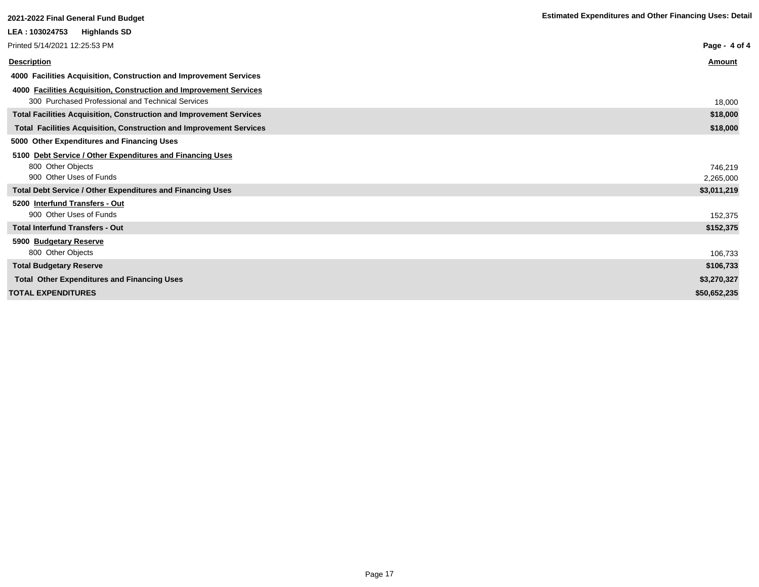**2021-2022 Final General Fund Budget**

**Estimated Expenditures and Other Financing Uses: Detail**

**LEA : 103024753 Highlands SD**

Printed 5/14/2021 12:25:53 PM

| Description | Amount |
|---|---|
| **4000 Facilities Acquisition, Construction and Improvement Services** | |
| **4000 Facilities Acquisition, Construction and Improvement Services** | |
| 300 Purchased Professional and Technical Services | 18,000 |
| **Total Facilities Acquisition, Construction and Improvement Services** | **$18,000** |
| **Total Facilities Acquisition, Construction and Improvement Services** | **$18,000** |
| **5000 Other Expenditures and Financing Uses** | |
| **5100 Debt Service / Other Expenditures and Financing Uses** | |
| 800 Other Objects | 746,219 |
| 900 Other Uses of Funds | 2,265,000 |
| **Total Debt Service / Other Expenditures and Financing Uses** | **$3,011,219** |
| **5200 Interfund Transfers - Out** | |
| 900 Other Uses of Funds | 152,375 |
| **Total Interfund Transfers - Out** | **$152,375** |
| **5900 Budgetary Reserve** | |
| 800 Other Objects | 106,733 |
| **Total Budgetary Reserve** | **$106,733** |
| **Total Other Expenditures and Financing Uses** | **$3,270,327** |
| **TOTAL EXPENDITURES** | **$50,652,235** |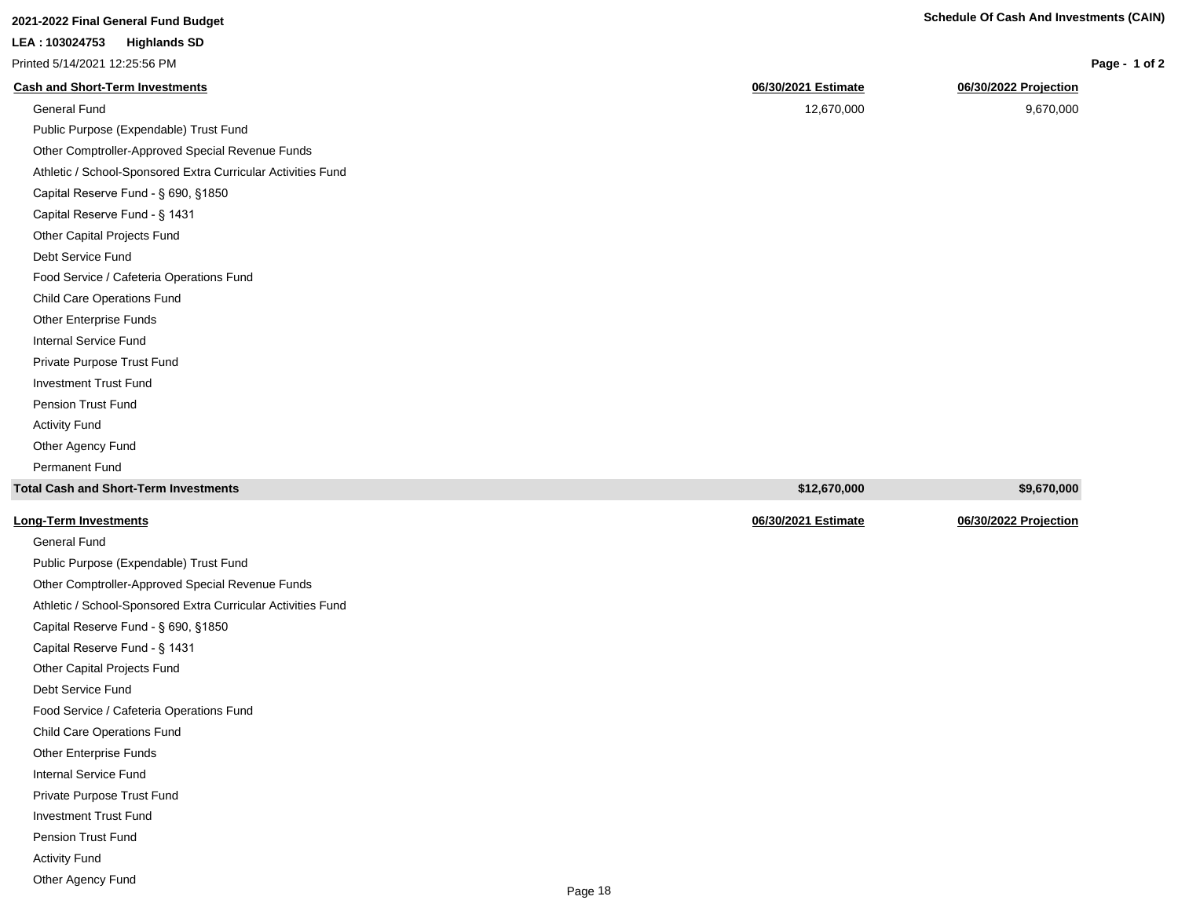**2021-2022 Final General Fund Budget**

**Schedule Of Cash And Investments (CAIN)**

**LEA : 103024753 Highlands SD**

Printed 5/14/2021 12:25:56 PM

| Cash and Short-Term Investments | 06/30/2021 Estimate | 06/30/2022 Projection |
|---|---|---|
| General Fund | 12,670,000 | 9,670,000 |
| Public Purpose (Expendable) Trust Fund | | |
| Other Comptroller-Approved Special Revenue Funds | | |
| Athletic / School-Sponsored Extra Curricular Activities Fund | | |
| Capital Reserve Fund - § 690, §1850 | | |
| Capital Reserve Fund - § 1431 | | |
| Other Capital Projects Fund | | |
| Debt Service Fund | | |
| Food Service / Cafeteria Operations Fund | | |
| Child Care Operations Fund | | |
| Other Enterprise Funds | | |
| Internal Service Fund | | |
| Private Purpose Trust Fund | | |
| Investment Trust Fund | | |
| Pension Trust Fund | | |
| Activity Fund | | |
| Other Agency Fund | | |
| Permanent Fund | | |
| **Total Cash and Short-Term Investments** | **$12,670,000** | **$9,670,000** |

| Long-Term Investments | 06/30/2021 Estimate | 06/30/2022 Projection |
|---|---|---|
| General Fund | | |
| Public Purpose (Expendable) Trust Fund | | |
| Other Comptroller-Approved Special Revenue Funds | | |
| Athletic / School-Sponsored Extra Curricular Activities Fund | | |
| Capital Reserve Fund - § 690, §1850 | | |
| Capital Reserve Fund - § 1431 | | |
| Other Capital Projects Fund | | |
| Debt Service Fund | | |
| Food Service / Cafeteria Operations Fund | | |
| Child Care Operations Fund | | |
| Other Enterprise Funds | | |
| Internal Service Fund | | |
| Private Purpose Trust Fund | | |
| Investment Trust Fund | | |
| Pension Trust Fund | | |
| Activity Fund | | |
| Other Agency Fund | | |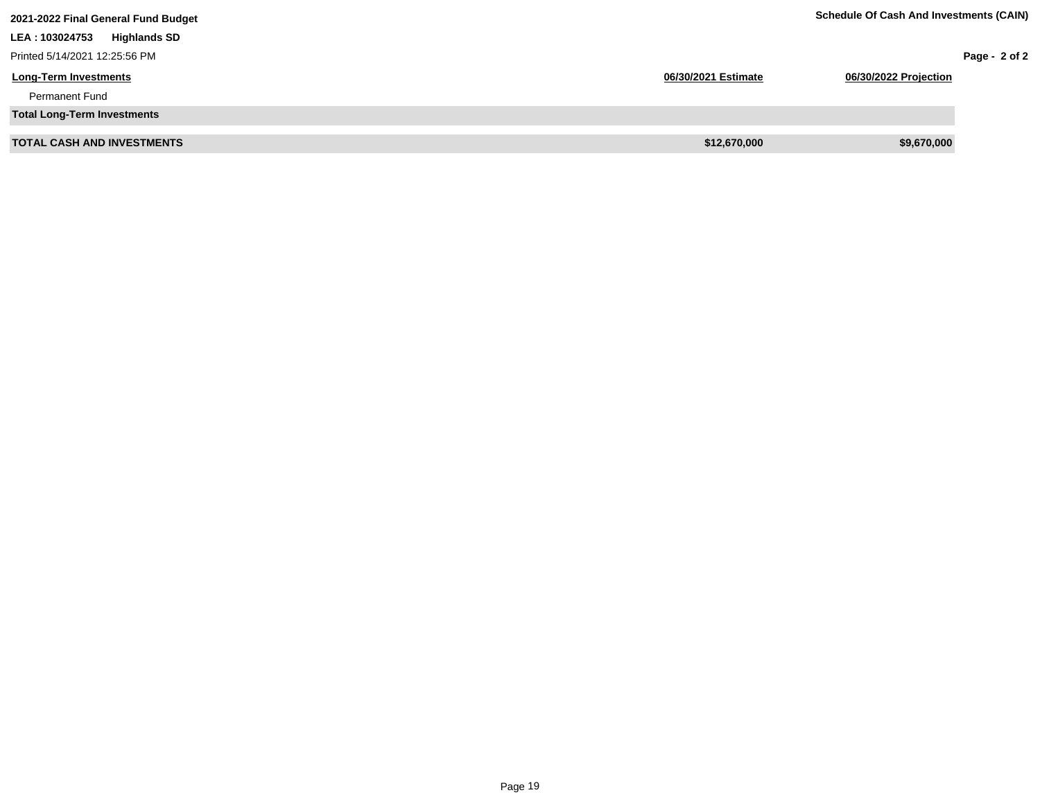**2021-2022 Final General Fund Budget**

**Schedule Of Cash And Investments (CAIN)**

**LEA : 103024753 Highlands SD**

Printed 5/14/2021 12:25:56 PM

| Long-Term Investments | 06/30/2021 Estimate | 06/30/2022 Projection |
|---|---|---|
| Permanent Fund | | |
| **Total Long-Term Investments** | | |
| **TOTAL CASH AND INVESTMENTS** | **$12,670,000** | **$9,670,000** |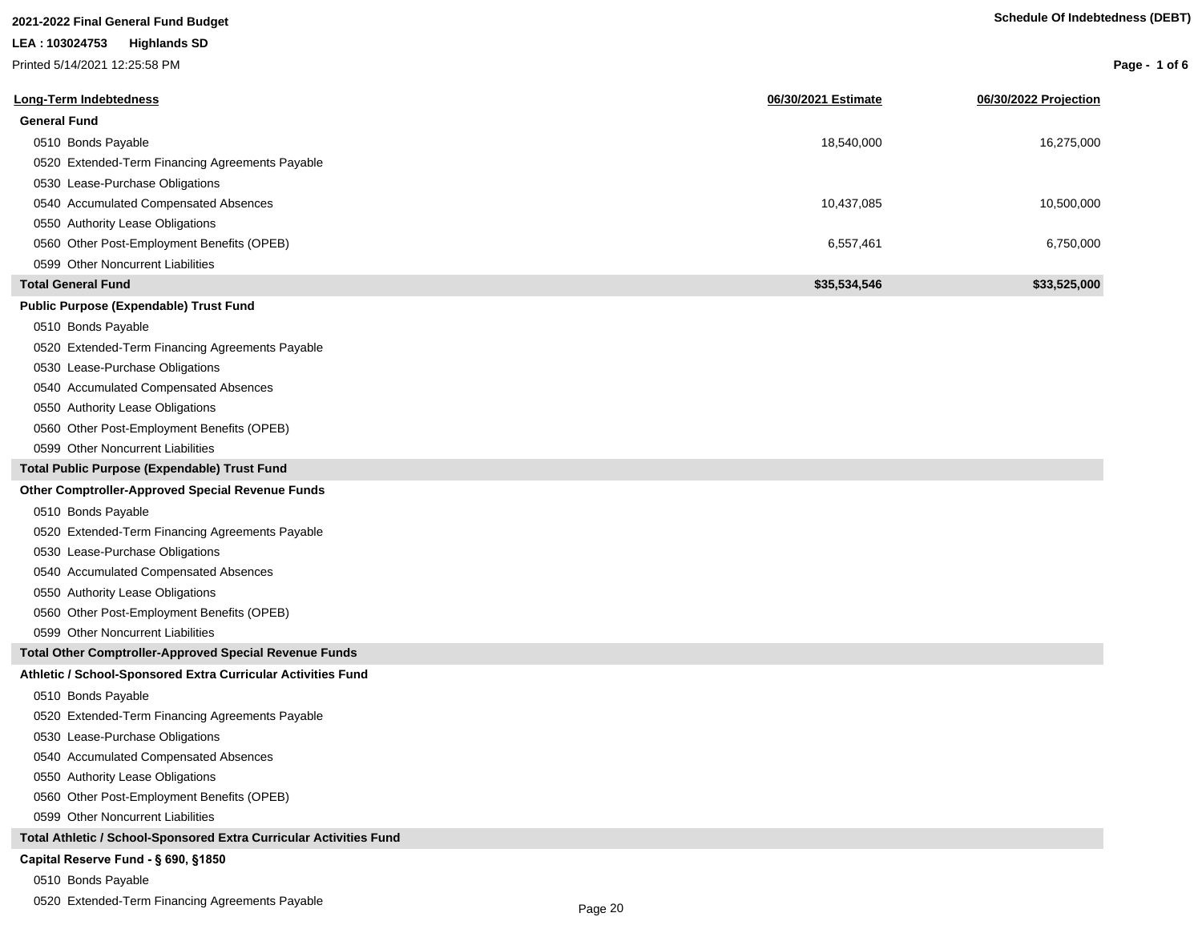**2021-2022 Final General Fund Budget**

**LEA : 103024753 Highlands SD**

Printed 5/14/2021 12:25:58 PM

**Schedule Of Indebtedness (DEBT)**

| Long-Term Indebtedness | 06/30/2021 Estimate | 06/30/2022 Projection |
|---|---|---|
| **General Fund** | | |
| 0510 Bonds Payable | 18,540,000 | 16,275,000 |
| 0520 Extended-Term Financing Agreements Payable | | |
| 0530 Lease-Purchase Obligations | | |
| 0540 Accumulated Compensated Absences | 10,437,085 | 10,500,000 |
| 0550 Authority Lease Obligations | | |
| 0560 Other Post-Employment Benefits (OPEB) | 6,557,461 | 6,750,000 |
| 0599 Other Noncurrent Liabilities | | |
| **Total General Fund** | **$35,534,546** | **$33,525,000** |
| **Public Purpose (Expendable) Trust Fund** | | |
| 0510 Bonds Payable | | |
| 0520 Extended-Term Financing Agreements Payable | | |
| 0530 Lease-Purchase Obligations | | |
| 0540 Accumulated Compensated Absences | | |
| 0550 Authority Lease Obligations | | |
| 0560 Other Post-Employment Benefits (OPEB) | | |
| 0599 Other Noncurrent Liabilities | | |
| **Total Public Purpose (Expendable) Trust Fund** | | |
| **Other Comptroller-Approved Special Revenue Funds** | | |
| 0510 Bonds Payable | | |
| 0520 Extended-Term Financing Agreements Payable | | |
| 0530 Lease-Purchase Obligations | | |
| 0540 Accumulated Compensated Absences | | |
| 0550 Authority Lease Obligations | | |
| 0560 Other Post-Employment Benefits (OPEB) | | |
| 0599 Other Noncurrent Liabilities | | |
| **Total Other Comptroller-Approved Special Revenue Funds** | | |
| **Athletic / School-Sponsored Extra Curricular Activities Fund** | | |
| 0510 Bonds Payable | | |
| 0520 Extended-Term Financing Agreements Payable | | |
| 0530 Lease-Purchase Obligations | | |
| 0540 Accumulated Compensated Absences | | |
| 0550 Authority Lease Obligations | | |
| 0560 Other Post-Employment Benefits (OPEB) | | |
| 0599 Other Noncurrent Liabilities | | |
| **Total Athletic / School-Sponsored Extra Curricular Activities Fund** | | |
| **Capital Reserve Fund - § 690, §1850** | | |
| 0510 Bonds Payable | | |
| 0520 Extended-Term Financing Agreements Payable | | |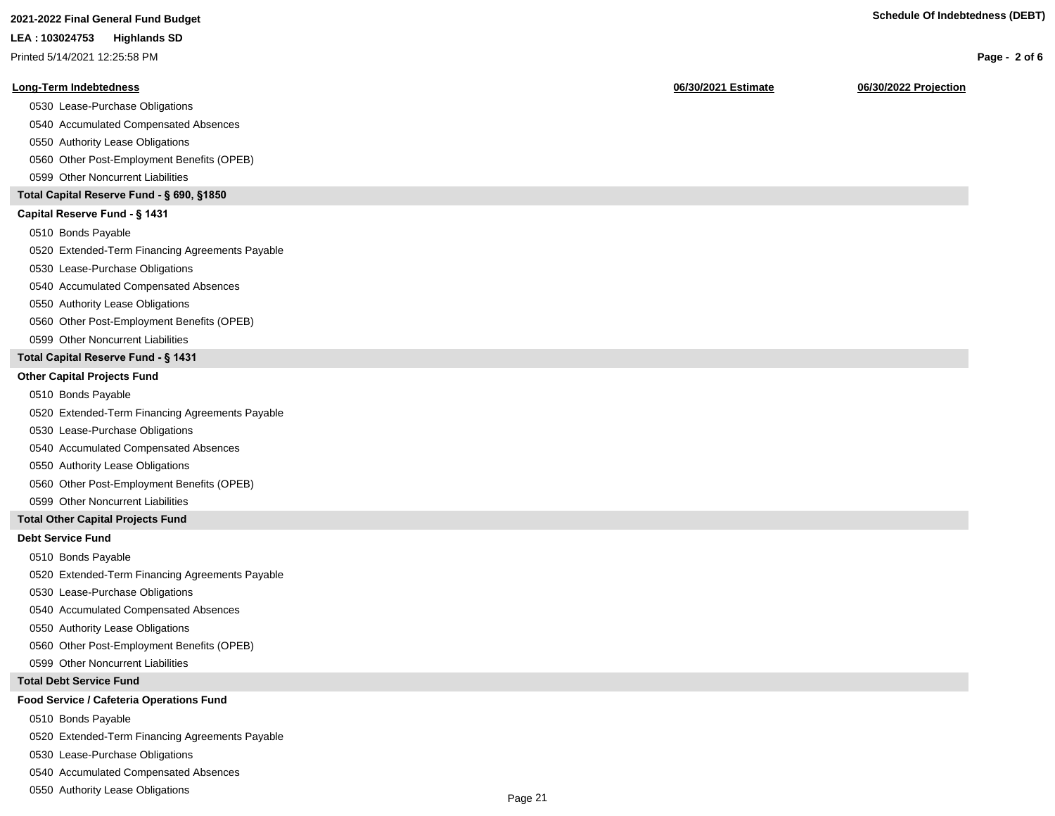| Long-Term Indebtedness | 06/30/2021 Estimate | 06/30/2022 Projection |
|---|---|---|
| 0530 Lease-Purchase Obligations | | |
| 0540 Accumulated Compensated Absences | | |
| 0550 Authority Lease Obligations | | |
| 0560 Other Post-Employment Benefits (OPEB) | | |
| 0599 Other Noncurrent Liabilities | | |
| **Total Capital Reserve Fund - § 690, §1850** | | |
| **Capital Reserve Fund - § 1431** | | |
| 0510 Bonds Payable | | |
| 0520 Extended-Term Financing Agreements Payable | | |
| 0530 Lease-Purchase Obligations | | |
| 0540 Accumulated Compensated Absences | | |
| 0550 Authority Lease Obligations | | |
| 0560 Other Post-Employment Benefits (OPEB) | | |
| 0599 Other Noncurrent Liabilities | | |
| **Total Capital Reserve Fund - § 1431** | | |
| **Other Capital Projects Fund** | | |
| 0510 Bonds Payable | | |
| 0520 Extended-Term Financing Agreements Payable | | |
| 0530 Lease-Purchase Obligations | | |
| 0540 Accumulated Compensated Absences | | |
| 0550 Authority Lease Obligations | | |
| 0560 Other Post-Employment Benefits (OPEB) | | |
| 0599 Other Noncurrent Liabilities | | |
| **Total Other Capital Projects Fund** | | |
| **Debt Service Fund** | | |
| 0510 Bonds Payable | | |
| 0520 Extended-Term Financing Agreements Payable | | |
| 0530 Lease-Purchase Obligations | | |
| 0540 Accumulated Compensated Absences | | |
| 0550 Authority Lease Obligations | | |
| 0560 Other Post-Employment Benefits (OPEB) | | |
| 0599 Other Noncurrent Liabilities | | |
| **Total Debt Service Fund** | | |
| **Food Service / Cafeteria Operations Fund** | | |
| 0510 Bonds Payable | | |
| 0520 Extended-Term Financing Agreements Payable | | |
| 0530 Lease-Purchase Obligations | | |
| 0540 Accumulated Compensated Absences | | |
| 0550 Authority Lease Obligations | | |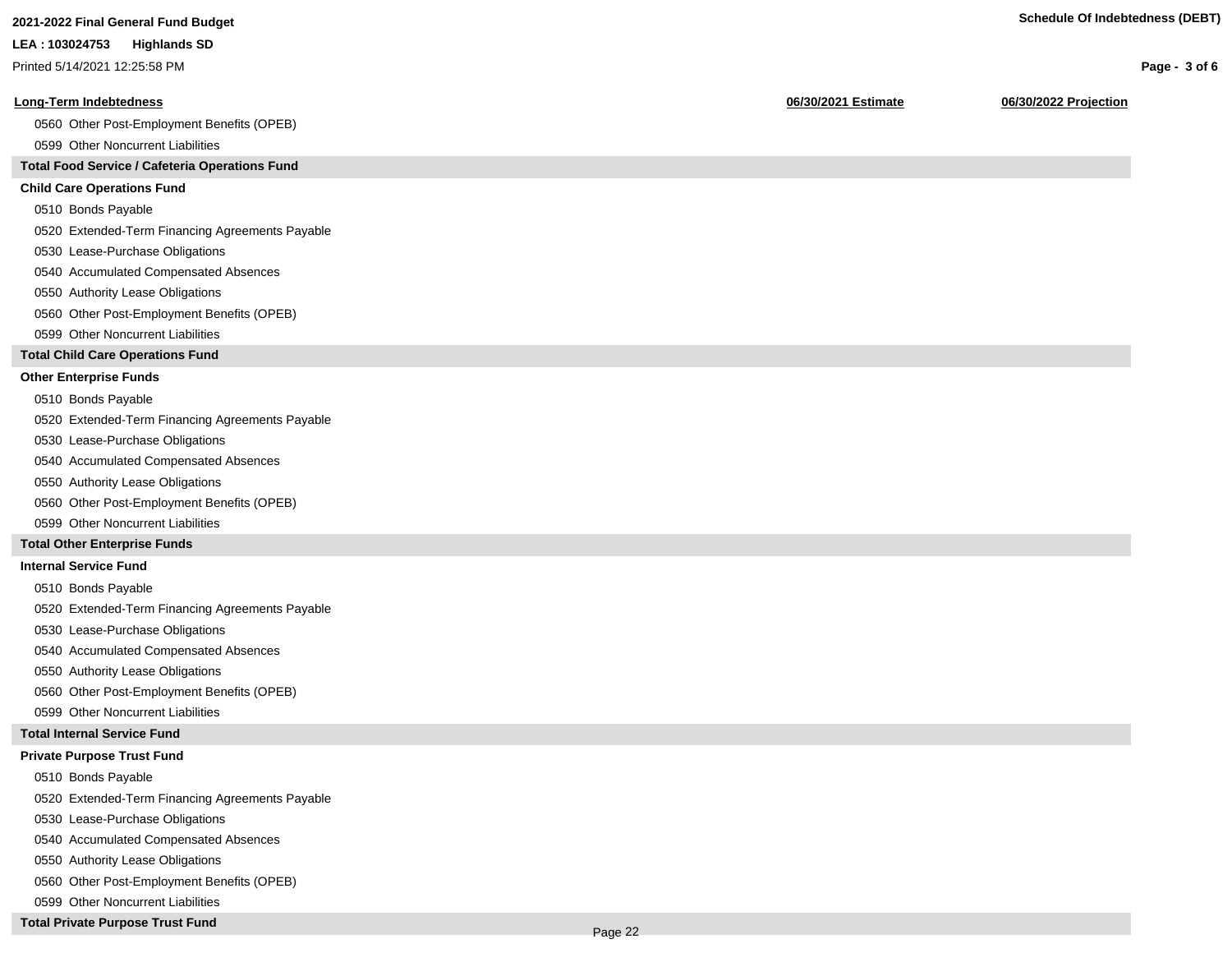| Long-Term Indebtedness | 06/30/2021 Estimate | 06/30/2022 Projection |
|---|---|---|
| 0560 Other Post-Employment Benefits (OPEB) | | |
| 0599 Other Noncurrent Liabilities | | |
| **Total Food Service / Cafeteria Operations Fund** | | |
| **Child Care Operations Fund** | | |
| 0510 Bonds Payable | | |
| 0520 Extended-Term Financing Agreements Payable | | |
| 0530 Lease-Purchase Obligations | | |
| 0540 Accumulated Compensated Absences | | |
| 0550 Authority Lease Obligations | | |
| 0560 Other Post-Employment Benefits (OPEB) | | |
| 0599 Other Noncurrent Liabilities | | |
| **Total Child Care Operations Fund** | | |
| **Other Enterprise Funds** | | |
| 0510 Bonds Payable | | |
| 0520 Extended-Term Financing Agreements Payable | | |
| 0530 Lease-Purchase Obligations | | |
| 0540 Accumulated Compensated Absences | | |
| 0550 Authority Lease Obligations | | |
| 0560 Other Post-Employment Benefits (OPEB) | | |
| 0599 Other Noncurrent Liabilities | | |
| **Total Other Enterprise Funds** | | |
| **Internal Service Fund** | | |
| 0510 Bonds Payable | | |
| 0520 Extended-Term Financing Agreements Payable | | |
| 0530 Lease-Purchase Obligations | | |
| 0540 Accumulated Compensated Absences | | |
| 0550 Authority Lease Obligations | | |
| 0560 Other Post-Employment Benefits (OPEB) | | |
| 0599 Other Noncurrent Liabilities | | |
| **Total Internal Service Fund** | | |
| **Private Purpose Trust Fund** | | |
| 0510 Bonds Payable | | |
| 0520 Extended-Term Financing Agreements Payable | | |
| 0530 Lease-Purchase Obligations | | |
| 0540 Accumulated Compensated Absences | | |
| 0550 Authority Lease Obligations | | |
| 0560 Other Post-Employment Benefits (OPEB) | | |
| 0599 Other Noncurrent Liabilities | | |
| **Total Private Purpose Trust Fund** | | |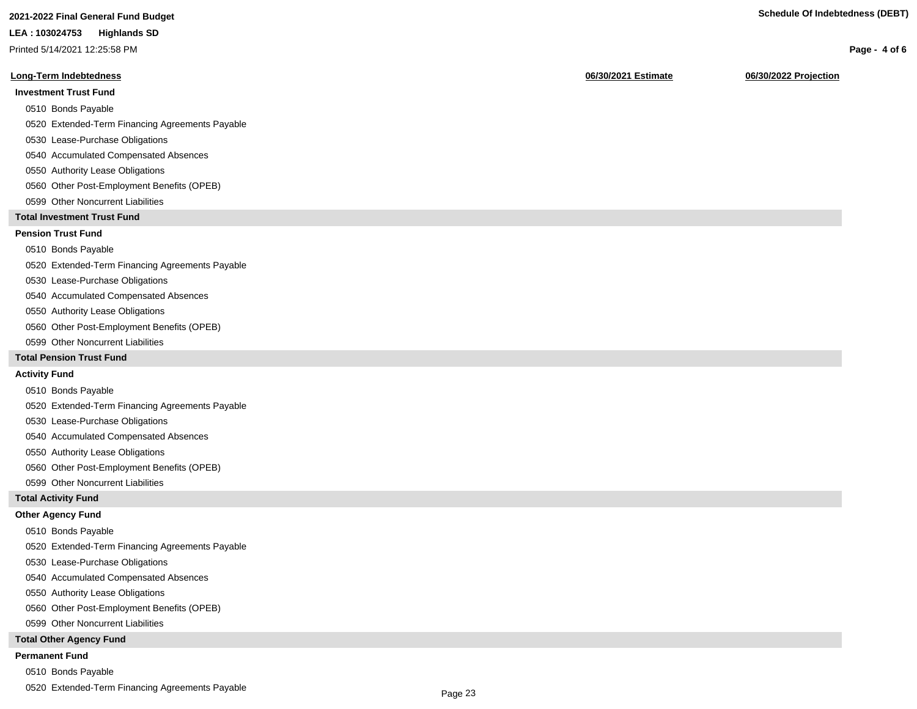**2021-2022 Final General Fund Budget**

**LEA : 103024753 Highlands SD**

Printed 5/14/2021 12:25:58 PM

**Schedule Of Indebtedness (DEBT)**

| Long-Term Indebtedness | 06/30/2021 Estimate | 06/30/2022 Projection |
|---|---|---|
| **Investment Trust Fund** | | |
| 0510 Bonds Payable | | |
| 0520 Extended-Term Financing Agreements Payable | | |
| 0530 Lease-Purchase Obligations | | |
| 0540 Accumulated Compensated Absences | | |
| 0550 Authority Lease Obligations | | |
| 0560 Other Post-Employment Benefits (OPEB) | | |
| 0599 Other Noncurrent Liabilities | | |
| **Total Investment Trust Fund** | | |
| **Pension Trust Fund** | | |
| 0510 Bonds Payable | | |
| 0520 Extended-Term Financing Agreements Payable | | |
| 0530 Lease-Purchase Obligations | | |
| 0540 Accumulated Compensated Absences | | |
| 0550 Authority Lease Obligations | | |
| 0560 Other Post-Employment Benefits (OPEB) | | |
| 0599 Other Noncurrent Liabilities | | |
| **Total Pension Trust Fund** | | |
| **Activity Fund** | | |
| 0510 Bonds Payable | | |
| 0520 Extended-Term Financing Agreements Payable | | |
| 0530 Lease-Purchase Obligations | | |
| 0540 Accumulated Compensated Absences | | |
| 0550 Authority Lease Obligations | | |
| 0560 Other Post-Employment Benefits (OPEB) | | |
| 0599 Other Noncurrent Liabilities | | |
| **Total Activity Fund** | | |
| **Other Agency Fund** | | |
| 0510 Bonds Payable | | |
| 0520 Extended-Term Financing Agreements Payable | | |
| 0530 Lease-Purchase Obligations | | |
| 0540 Accumulated Compensated Absences | | |
| 0550 Authority Lease Obligations | | |
| 0560 Other Post-Employment Benefits (OPEB) | | |
| 0599 Other Noncurrent Liabilities | | |
| **Total Other Agency Fund** | | |
| **Permanent Fund** | | |
| 0510 Bonds Payable | | |
| 0520 Extended-Term Financing Agreements Payable | | |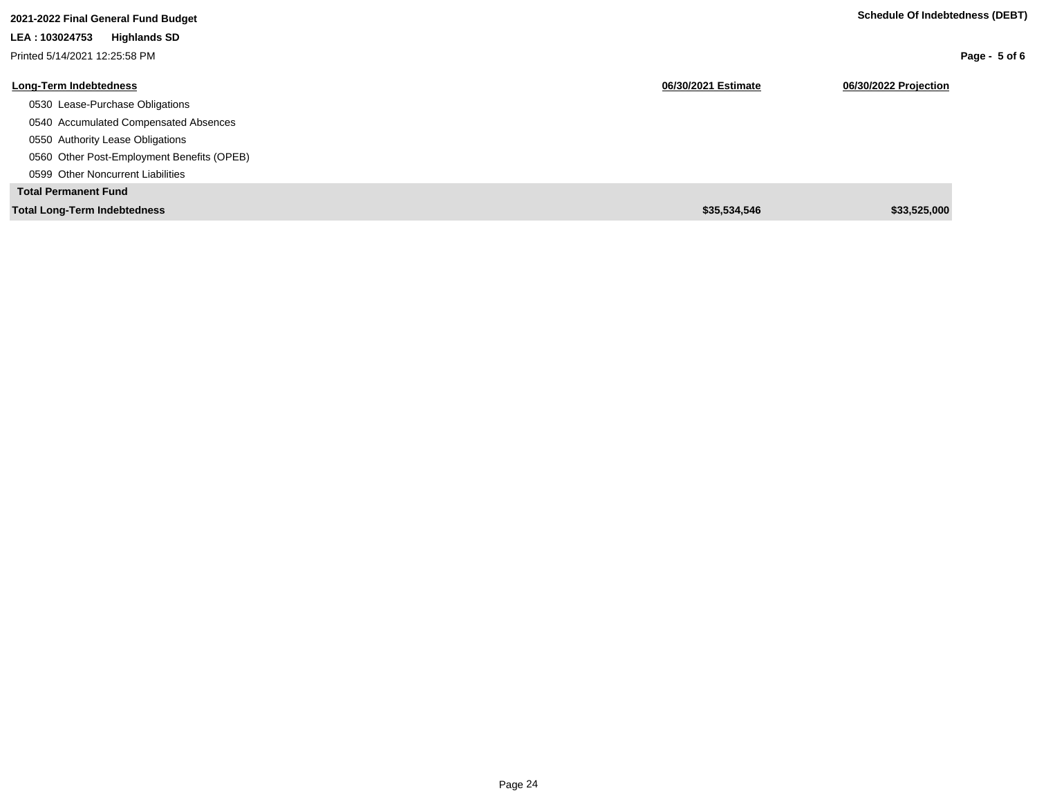**2021-2022 Final General Fund Budget**

**LEA : 103024753 Highlands SD**

Printed 5/14/2021 12:25:58 PM

**Schedule Of Indebtedness (DEBT)**

| Long-Term Indebtedness | 06/30/2021 Estimate | 06/30/2022 Projection |
|---|---|---|
| 0530 Lease-Purchase Obligations | | |
| 0540 Accumulated Compensated Absences | | |
| 0550 Authority Lease Obligations | | |
| 0560 Other Post-Employment Benefits (OPEB) | | |
| 0599 Other Noncurrent Liabilities | | |
| **Total Permanent Fund** | | |
| **Total Long-Term Indebtedness** | **$35,534,546** | **$33,525,000** |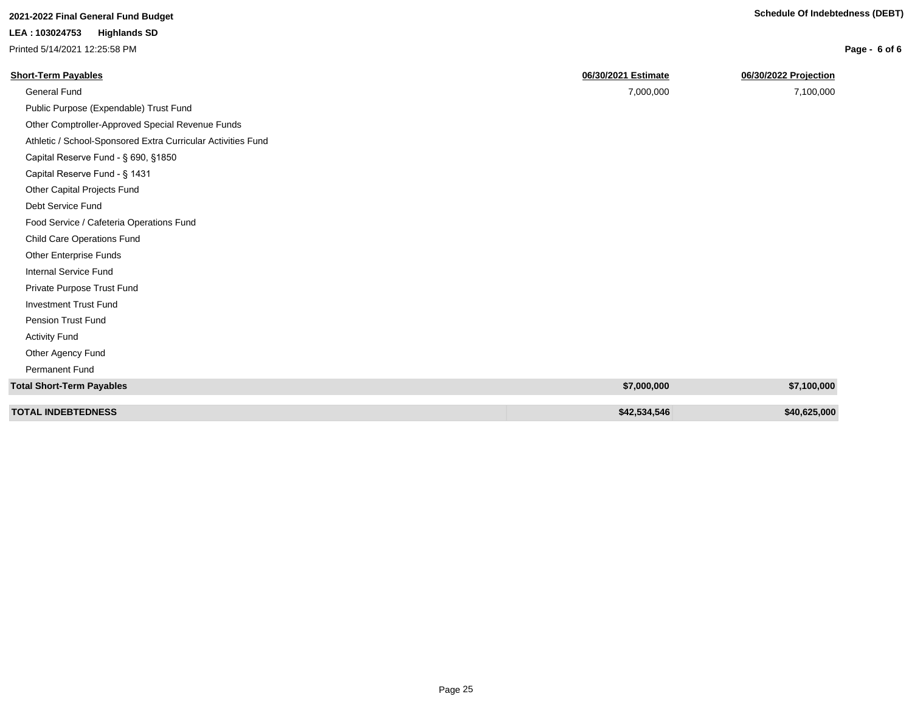**2021-2022 Final General Fund Budget**

**LEA : 103024753 Highlands SD**

Printed 5/14/2021 12:25:58 PM

**Schedule Of Indebtedness (DEBT)**

| **Short-Term Payables** | **06/30/2021 Estimate** | **06/30/2022 Projection** |
|---|---|---|
| General Fund | 7,000,000 | 7,100,000 |
| Public Purpose (Expendable) Trust Fund | | |
| Other Comptroller-Approved Special Revenue Funds | | |
| Athletic / School-Sponsored Extra Curricular Activities Fund | | |
| Capital Reserve Fund - § 690, §1850 | | |
| Capital Reserve Fund - § 1431 | | |
| Other Capital Projects Fund | | |
| Debt Service Fund | | |
| Food Service / Cafeteria Operations Fund | | |
| Child Care Operations Fund | | |
| Other Enterprise Funds | | |
| Internal Service Fund | | |
| Private Purpose Trust Fund | | |
| Investment Trust Fund | | |
| Pension Trust Fund | | |
| Activity Fund | | |
| Other Agency Fund | | |
| Permanent Fund | | |
| **Total Short-Term Payables** | **$7,000,000** | **$7,100,000** |
| **TOTAL INDEBTEDNESS** | **$42,534,546** | **$40,625,000** |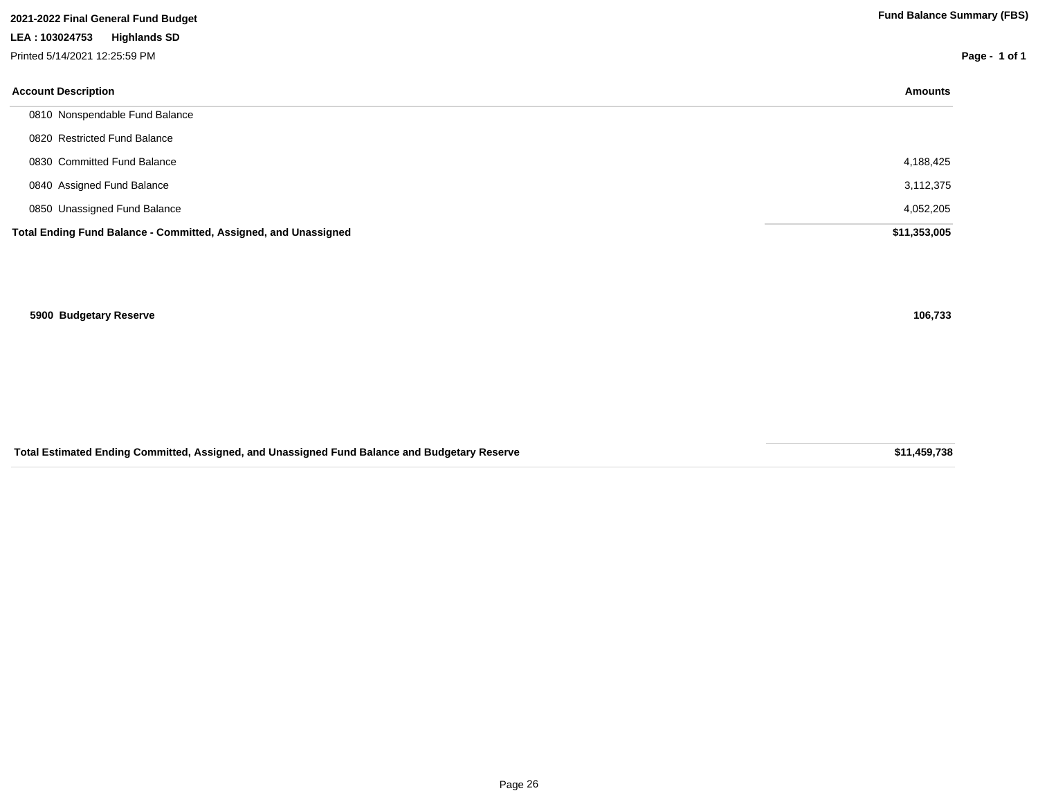**2021-2022 Final General Fund Budget**

**Fund Balance Summary (FBS)**

**LEA : 103024753 Highlands SD**

Printed 5/14/2021 12:25:59 PM

| Account Description | Amounts |
|---|---|
| 0810 Nonspendable Fund Balance | |
| 0820 Restricted Fund Balance | |
| 0830 Committed Fund Balance | 4,188,425 |
| 0840 Assigned Fund Balance | 3,112,375 |
| 0850 Unassigned Fund Balance | 4,052,205 |
| **Total Ending Fund Balance - Committed, Assigned, and Unassigned** | **$11,353,005** |
| **5900 Budgetary Reserve** | **106,733** |
| **Total Estimated Ending Committed, Assigned, and Unassigned Fund Balance and Budgetary Reserve** | **$11,459,738** |